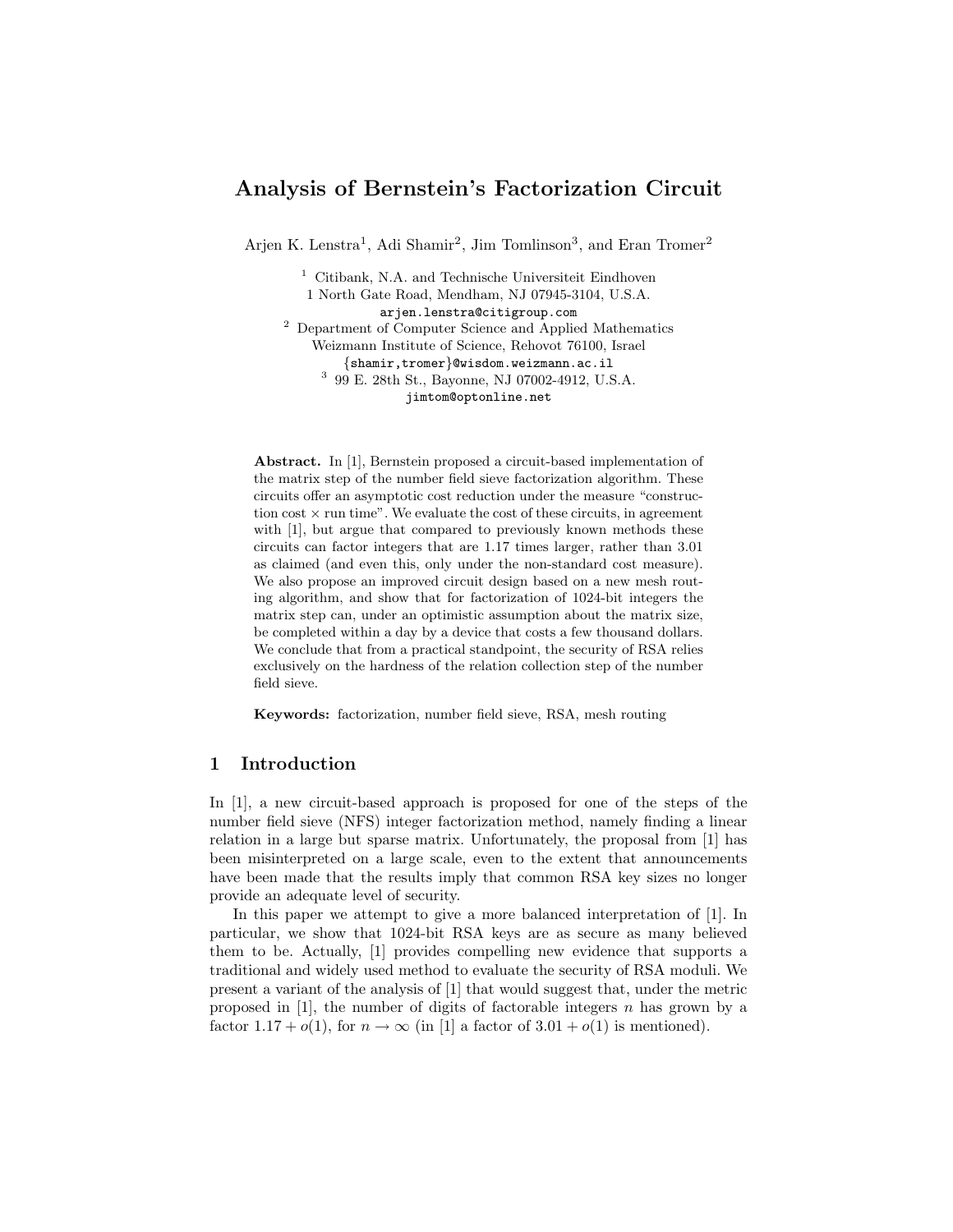# Analysis of Bernstein's Factorization Circuit

Arjen K. Lenstra[1], Adi Shamir[2], Jim Tomlinson[3], and Eran Tromer[2]

[1] Citibank, N.A. and Technische Universiteit Eindhoven
1 North Gate Road, Mendham, NJ 07945-3104, U.S.A.
`arjen.lenstra@citigroup.com`

[2] Department of Computer Science and Applied Mathematics
Weizmann Institute of Science, Rehovot 76100, Israel
`{shamir,tromer}@wisdom.weizmann.ac.il`

[3] 99 E. 28th St., Bayonne, NJ 07002-4912, U.S.A.
`jimtom@optonline.net`

**Abstract.** In [1], Bernstein proposed a circuit-based implementation of the matrix step of the number field sieve factorization algorithm. These circuits offer an asymptotic cost reduction under the measure "construction cost $\times$ run time". We evaluate the cost of these circuits, in agreement with [1], but argue that compared to previously known methods these circuits can factor integers that are 1.17 times larger, rather than 3.01 as claimed (and even this, only under the non-standard cost measure). We also propose an improved circuit design based on a new mesh routing algorithm, and show that for factorization of 1024-bit integers the matrix step can, under an optimistic assumption about the matrix size, be completed within a day by a device that costs a few thousand dollars. We conclude that from a practical standpoint, the security of RSA relies exclusively on the hardness of the relation collection step of the number field sieve.

**Keywords:** factorization, number field sieve, RSA, mesh routing

## 1 Introduction

In [1], a new circuit-based approach is proposed for one of the steps of the number field sieve (NFS) integer factorization method, namely finding a linear relation in a large but sparse matrix. Unfortunately, the proposal from [1] has been misinterpreted on a large scale, even to the extent that announcements have been made that the results imply that common RSA key sizes no longer provide an adequate level of security.

In this paper we attempt to give a more balanced interpretation of [1]. In particular, we show that 1024-bit RSA keys are as secure as many believed them to be. Actually, [1] provides compelling new evidence that supports a traditional and widely used method to evaluate the security of RSA moduli. We present a variant of the analysis of [1] that would suggest that, under the metric proposed in [1], the number of digits of factorable integers $n$ has grown by a factor $1.17 + o(1)$, for $n \to \infty$ (in [1] a factor of $3.01 + o(1)$ is mentioned).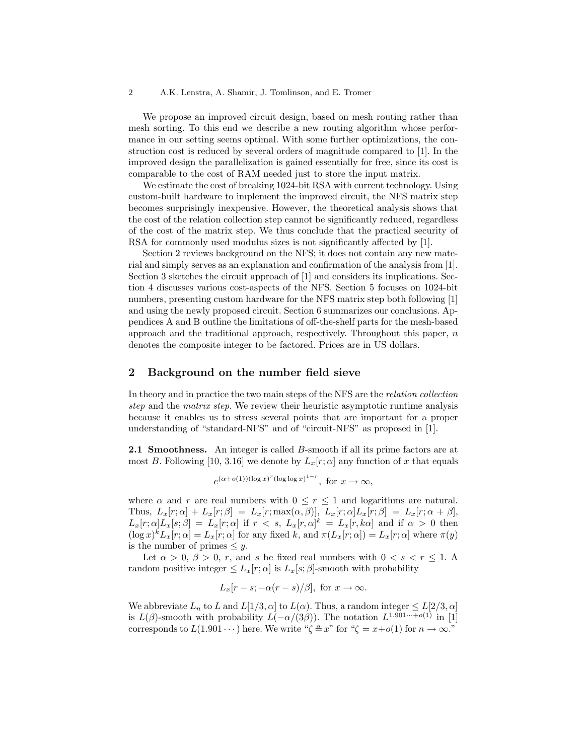We propose an improved circuit design, based on mesh routing rather than mesh sorting. To this end we describe a new routing algorithm whose performance in our setting seems optimal. With some further optimizations, the construction cost is reduced by several orders of magnitude compared to [1]. In the improved design the parallelization is gained essentially for free, since its cost is comparable to the cost of RAM needed just to store the input matrix.

We estimate the cost of breaking 1024-bit RSA with current technology. Using custom-built hardware to implement the improved circuit, the NFS matrix step becomes surprisingly inexpensive. However, the theoretical analysis shows that the cost of the relation collection step cannot be significantly reduced, regardless of the cost of the matrix step. We thus conclude that the practical security of RSA for commonly used modulus sizes is not significantly affected by [1].

Section 2 reviews background on the NFS; it does not contain any new material and simply serves as an explanation and confirmation of the analysis from [1]. Section 3 sketches the circuit approach of [1] and considers its implications. Section 4 discusses various cost-aspects of the NFS. Section 5 focuses on 1024-bit numbers, presenting custom hardware for the NFS matrix step both following [1] and using the newly proposed circuit. Section 6 summarizes our conclusions. Appendices A and B outline the limitations of off-the-shelf parts for the mesh-based approach and the traditional approach, respectively. Throughout this paper, $n$ denotes the composite integer to be factored. Prices are in US dollars.

## 2 Background on the number field sieve

In theory and in practice the two main steps of the NFS are the *relation collection step* and the *matrix step*. We review their heuristic asymptotic runtime analysis because it enables us to stress several points that are important for a proper understanding of "standard-NFS" and of "circuit-NFS" as proposed in [1].

**2.1 Smoothness.** An integer is called $B$-smooth if all its prime factors are at most $B$. Following [10, 3.16] we denote by $L_x[r;\alpha]$ any function of $x$ that equals

$$e^{(\alpha+o(1))(\log x)^r(\log\log x)^{1-r}},\ \text{for } x\to\infty,$$

where $\alpha$ and $r$ are real numbers with $0 \le r \le 1$ and logarithms are natural. Thus, $L_x[r;\alpha]+L_x[r;\beta]=L_x[r;\max(\alpha,\beta)]$, $L_x[r;\alpha]L_x[r;\beta]=L_x[r;\alpha+\beta]$, $L_x[r;\alpha]L_x[s;\beta]=L_x[r;\alpha]$ if $r<s$, $L_x[r,\alpha]^k=L_x[r,k\alpha]$ and if $\alpha>0$ then $(\log x)^k L_x[r;\alpha]=L_x[r;\alpha]$ for any fixed $k$, and $\pi(L_x[r;\alpha])=L_x[r;\alpha]$ where $\pi(y)$ is the number of primes $\le y$.

Let $\alpha>0$, $\beta>0$, $r$, and $s$ be fixed real numbers with $0<s<r\le 1$. A random positive integer $\le L_x[r;\alpha]$ is $L_x[s;\beta]$-smooth with probability

$$L_x[r-s;-\alpha(r-s)/\beta],\ \text{for } x\to\infty.$$

We abbreviate $L_n$ to $L$ and $L[1/3,\alpha]$ to $L(\alpha)$. Thus, a random integer $\le L[2/3,\alpha]$ is $L(\beta)$-smooth with probability $L(-\alpha/(3\beta))$. The notation $L^{1.901\cdots+o(1)}$ in [1] corresponds to $L(1.901\cdots)$ here. We write "$\zeta \overset{o}{=} x$" for "$\zeta = x+o(1)$ for $n\to\infty$."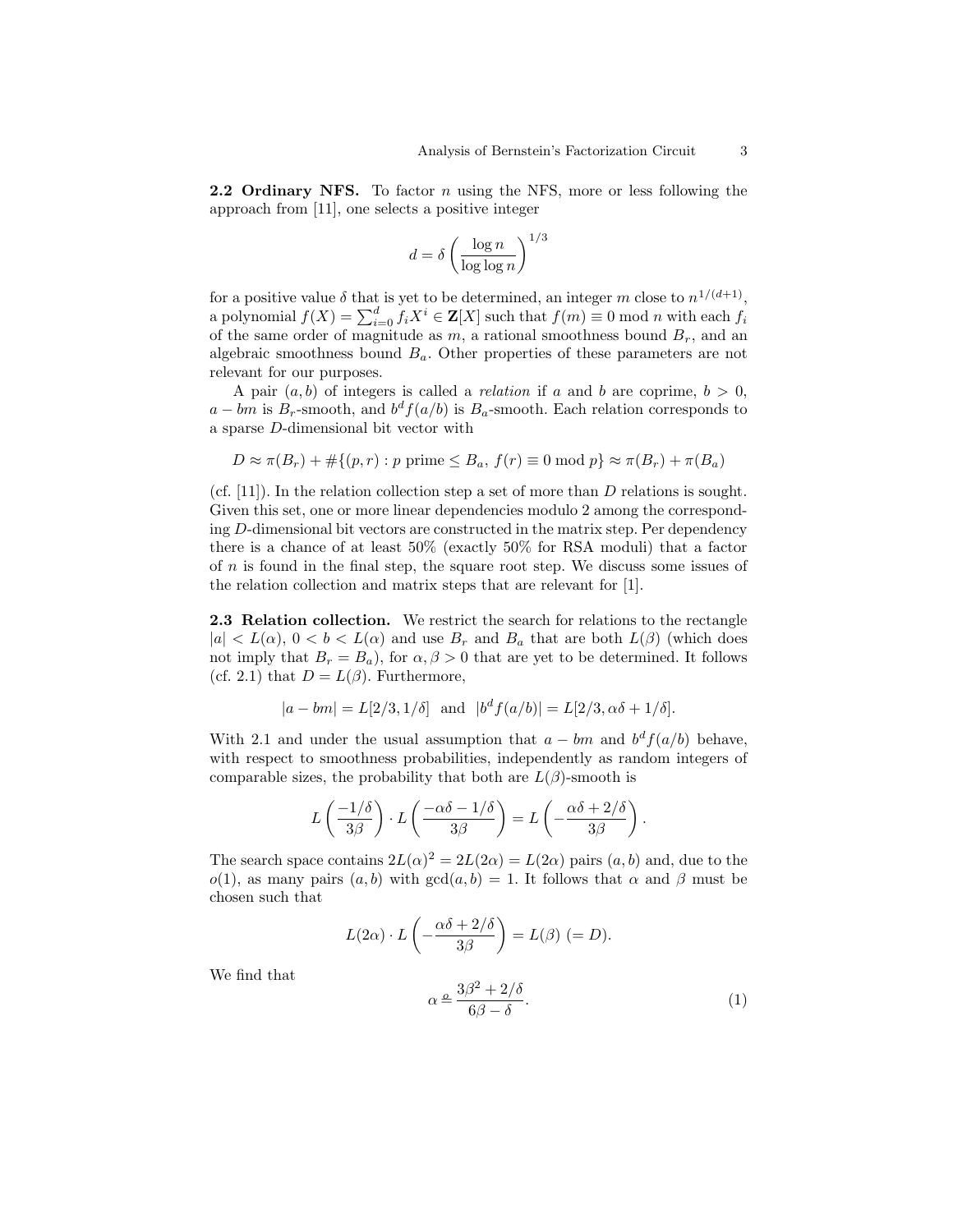**2.2 Ordinary NFS.** To factor $n$ using the NFS, more or less following the approach from [11], one selects a positive integer

$$d = \delta \left( \frac{\log n}{\log \log n} \right)^{1/3}$$

for a positive value $\delta$ that is yet to be determined, an integer $m$ close to $n^{1/(d+1)}$, a polynomial $f(X) = \sum_{i=0}^{d} f_i X^i \in \mathbf{Z}[X]$ such that $f(m) \equiv 0 \bmod n$ with each $f_i$ of the same order of magnitude as $m$, a rational smoothness bound $B_r$, and an algebraic smoothness bound $B_a$. Other properties of these parameters are not relevant for our purposes.

A pair $(a, b)$ of integers is called a *relation* if $a$ and $b$ are coprime, $b > 0$, $a - bm$ is $B_r$-smooth, and $b^d f(a/b)$ is $B_a$-smooth. Each relation corresponds to a sparse $D$-dimensional bit vector with

$$D \approx \pi(B_r) + \#\{(p, r) : p \text{ prime} \leq B_a,\ f(r) \equiv 0 \bmod p\} \approx \pi(B_r) + \pi(B_a)$$

(cf. [11]). In the relation collection step a set of more than $D$ relations is sought. Given this set, one or more linear dependencies modulo 2 among the corresponding $D$-dimensional bit vectors are constructed in the matrix step. Per dependency there is a chance of at least 50% (exactly 50% for RSA moduli) that a factor of $n$ is found in the final step, the square root step. We discuss some issues of the relation collection and matrix steps that are relevant for [1].

**2.3 Relation collection.** We restrict the search for relations to the rectangle $|a| < L(\alpha)$, $0 < b < L(\alpha)$ and use $B_r$ and $B_a$ that are both $L(\beta)$ (which does not imply that $B_r = B_a$), for $\alpha, \beta > 0$ that are yet to be determined. It follows (cf. 2.1) that $D = L(\beta)$. Furthermore,

$$|a - bm| = L[2/3, 1/\delta] \text{ and } |b^d f(a/b)| = L[2/3, \alpha\delta + 1/\delta].$$

With 2.1 and under the usual assumption that $a - bm$ and $b^d f(a/b)$ behave, with respect to smoothness probabilities, independently as random integers of comparable sizes, the probability that both are $L(\beta)$-smooth is

$$L\left(\frac{-1/\delta}{3\beta}\right) \cdot L\left(\frac{-\alpha\delta - 1/\delta}{3\beta}\right) = L\left(-\frac{\alpha\delta + 2/\delta}{3\beta}\right).$$

The search space contains $2L(\alpha)^2 = 2L(2\alpha) = L(2\alpha)$ pairs $(a, b)$ and, due to the $o(1)$, as many pairs $(a, b)$ with $\gcd(a, b) = 1$. It follows that $\alpha$ and $\beta$ must be chosen such that

$$L(2\alpha) \cdot L\left(-\frac{\alpha\delta + 2/\delta}{3\beta}\right) = L(\beta) \ (= D).$$

We find that

$$\alpha \stackrel{o}{=} \frac{3\beta^2 + 2/\delta}{6\beta - \delta}. \tag{1}$$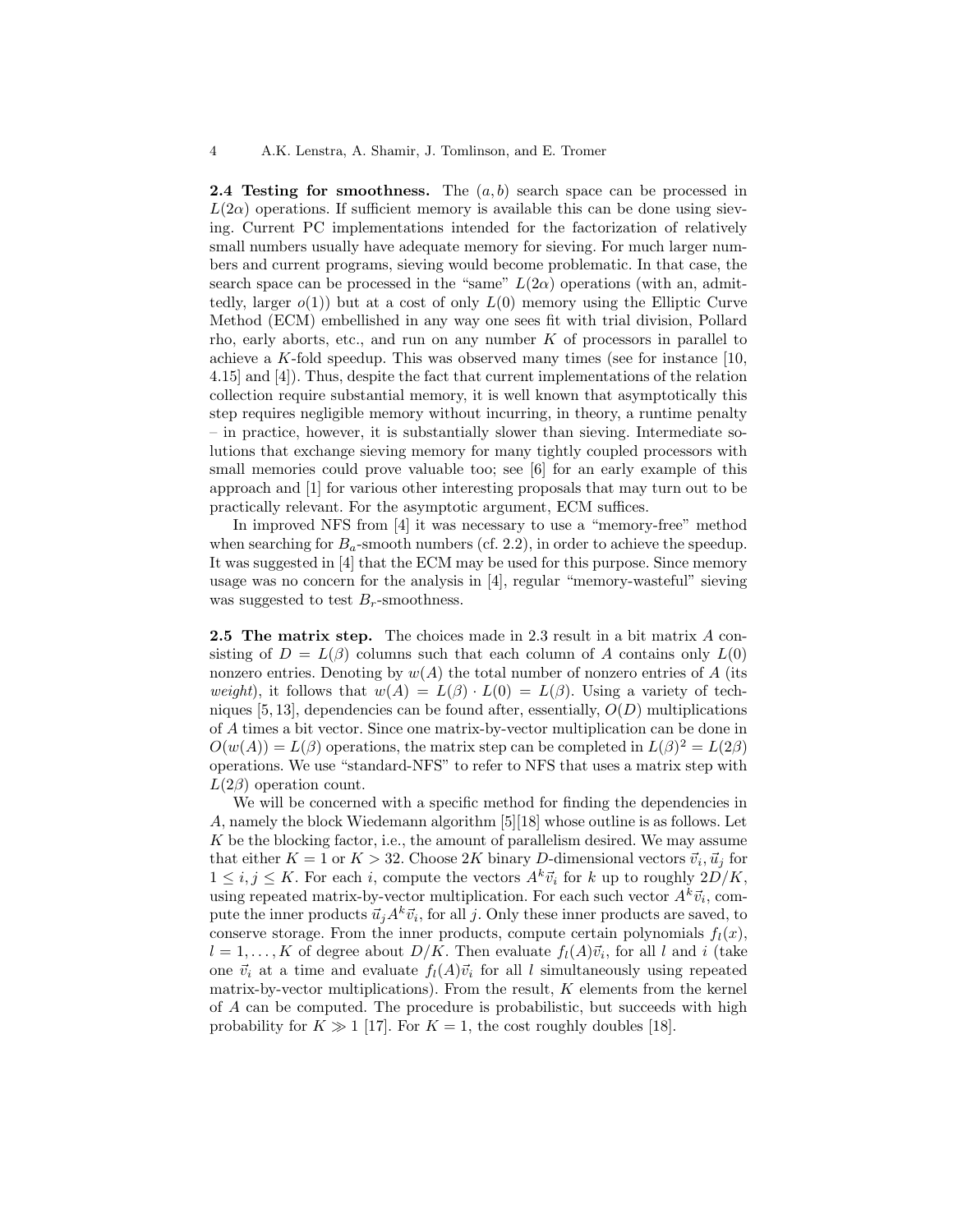**2.4 Testing for smoothness.** The $(a, b)$ search space can be processed in $L(2\alpha)$ operations. If sufficient memory is available this can be done using sieving. Current PC implementations intended for the factorization of relatively small numbers usually have adequate memory for sieving. For much larger numbers and current programs, sieving would become problematic. In that case, the search space can be processed in the "same" $L(2\alpha)$ operations (with an, admittedly, larger $o(1)$) but at a cost of only $L(0)$ memory using the Elliptic Curve Method (ECM) embellished in any way one sees fit with trial division, Pollard rho, early aborts, etc., and run on any number $K$ of processors in parallel to achieve a $K$-fold speedup. This was observed many times (see for instance [10, 4.15] and [4]). Thus, despite the fact that current implementations of the relation collection require substantial memory, it is well known that asymptotically this step requires negligible memory without incurring, in theory, a runtime penalty – in practice, however, it is substantially slower than sieving. Intermediate solutions that exchange sieving memory for many tightly coupled processors with small memories could prove valuable too; see [6] for an early example of this approach and [1] for various other interesting proposals that may turn out to be practically relevant. For the asymptotic argument, ECM suffices.

In improved NFS from [4] it was necessary to use a "memory-free" method when searching for $B_a$-smooth numbers (cf. 2.2), in order to achieve the speedup. It was suggested in [4] that the ECM may be used for this purpose. Since memory usage was no concern for the analysis in [4], regular "memory-wasteful" sieving was suggested to test $B_r$-smoothness.

**2.5 The matrix step.** The choices made in 2.3 result in a bit matrix $A$ consisting of $D = L(\beta)$ columns such that each column of $A$ contains only $L(0)$ nonzero entries. Denoting by $w(A)$ the total number of nonzero entries of $A$ (its *weight*), it follows that $w(A) = L(\beta) \cdot L(0) = L(\beta)$. Using a variety of techniques [5, 13], dependencies can be found after, essentially, $O(D)$ multiplications of $A$ times a bit vector. Since one matrix-by-vector multiplication can be done in $O(w(A)) = L(\beta)$ operations, the matrix step can be completed in $L(\beta)^2 = L(2\beta)$ operations. We use "standard-NFS" to refer to NFS that uses a matrix step with $L(2\beta)$ operation count.

We will be concerned with a specific method for finding the dependencies in $A$, namely the block Wiedemann algorithm [5][18] whose outline is as follows. Let $K$ be the blocking factor, i.e., the amount of parallelism desired. We may assume that either $K = 1$ or $K > 32$. Choose $2K$ binary $D$-dimensional vectors $\vec{v}_i, \vec{u}_j$ for $1 \leq i, j \leq K$. For each $i$, compute the vectors $A^k\vec{v}_i$ for $k$ up to roughly $2D/K$, using repeated matrix-by-vector multiplication. For each such vector $A^k\vec{v}_i$, compute the inner products $\vec{u}_j A^k \vec{v}_i$, for all $j$. Only these inner products are saved, to conserve storage. From the inner products, compute certain polynomials $f_l(x)$, $l = 1, \ldots, K$ of degree about $D/K$. Then evaluate $f_l(A)\vec{v}_i$, for all $l$ and $i$ (take one $\vec{v}_i$ at a time and evaluate $f_l(A)\vec{v}_i$ for all $l$ simultaneously using repeated matrix-by-vector multiplications). From the result, $K$ elements from the kernel of $A$ can be computed. The procedure is probabilistic, but succeeds with high probability for $K \gg 1$ [17]. For $K = 1$, the cost roughly doubles [18].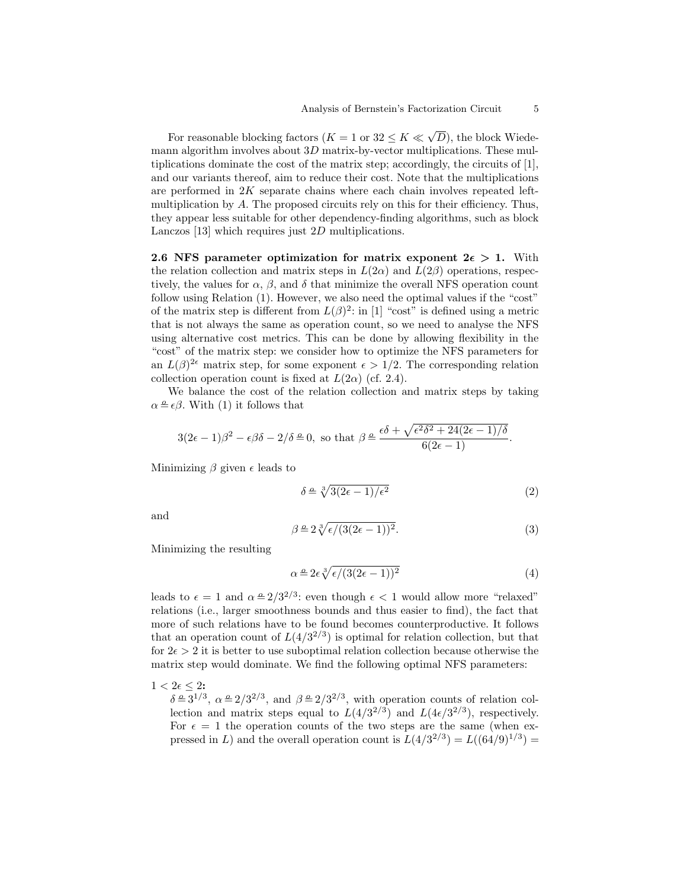For reasonable blocking factors ($K = 1$ or $32 \leq K \ll \sqrt{D}$), the block Wiedemann algorithm involves about $3D$ matrix-by-vector multiplications. These multiplications dominate the cost of the matrix step; accordingly, the circuits of [1], and our variants thereof, aim to reduce their cost. Note that the multiplications are performed in $2K$ separate chains where each chain involves repeated left-multiplication by $A$. The proposed circuits rely on this for their efficiency. Thus, they appear less suitable for other dependency-finding algorithms, such as block Lanczos [13] which requires just $2D$ multiplications.

**2.6 NFS parameter optimization for matrix exponent $2\epsilon > 1$.** With the relation collection and matrix steps in $L(2\alpha)$ and $L(2\beta)$ operations, respectively, the values for $\alpha$, $\beta$, and $\delta$ that minimize the overall NFS operation count follow using Relation (1). However, we also need the optimal values if the "cost" of the matrix step is different from $L(\beta)^2$: in [1] "cost" is defined using a metric that is not always the same as operation count, so we need to analyse the NFS using alternative cost metrics. This can be done by allowing flexibility in the "cost" of the matrix step: we consider how to optimize the NFS parameters for an $L(\beta)^{2\epsilon}$ matrix step, for some exponent $\epsilon > 1/2$. The corresponding relation collection operation count is fixed at $L(2\alpha)$ (cf. 2.4).

We balance the cost of the relation collection and matrix steps by taking $\alpha \stackrel{o}{=} \epsilon\beta$. With (1) it follows that

$$3(2\epsilon - 1)\beta^2 - \epsilon\beta\delta - 2/\delta \stackrel{o}{=} 0, \text{ so that } \beta \stackrel{o}{=} \frac{\epsilon\delta + \sqrt{\epsilon^2\delta^2 + 24(2\epsilon-1)/\delta}}{6(2\epsilon - 1)}.$$

Minimizing $\beta$ given $\epsilon$ leads to

$$\delta \stackrel{o}{=} \sqrt[3]{3(2\epsilon - 1)/\epsilon^2} \tag{2}$$

and

$$\beta \stackrel{o}{=} 2\sqrt[3]{\epsilon/(3(2\epsilon - 1))^2}. \tag{3}$$

Minimizing the resulting

$$\alpha \stackrel{o}{=} 2\epsilon\sqrt[3]{\epsilon/(3(2\epsilon - 1))^2} \tag{4}$$

leads to $\epsilon = 1$ and $\alpha \stackrel{o}{=} 2/3^{2/3}$: even though $\epsilon < 1$ would allow more "relaxed" relations (i.e., larger smoothness bounds and thus easier to find), the fact that more of such relations have to be found becomes counterproductive. It follows that an operation count of $L(4/3^{2/3})$ is optimal for relation collection, but that for $2\epsilon > 2$ it is better to use suboptimal relation collection because otherwise the matrix step would dominate. We find the following optimal NFS parameters:

**$1 < 2\epsilon \leq 2$:**
$\delta \stackrel{o}{=} 3^{1/3}$, $\alpha \stackrel{o}{=} 2/3^{2/3}$, and $\beta \stackrel{o}{=} 2/3^{2/3}$, with operation counts of relation collection and matrix steps equal to $L(4/3^{2/3})$ and $L(4\epsilon/3^{2/3})$, respectively. For $\epsilon = 1$ the operation counts of the two steps are the same (when expressed in $L$) and the overall operation count is $L(4/3^{2/3}) = L((64/9)^{1/3}) =$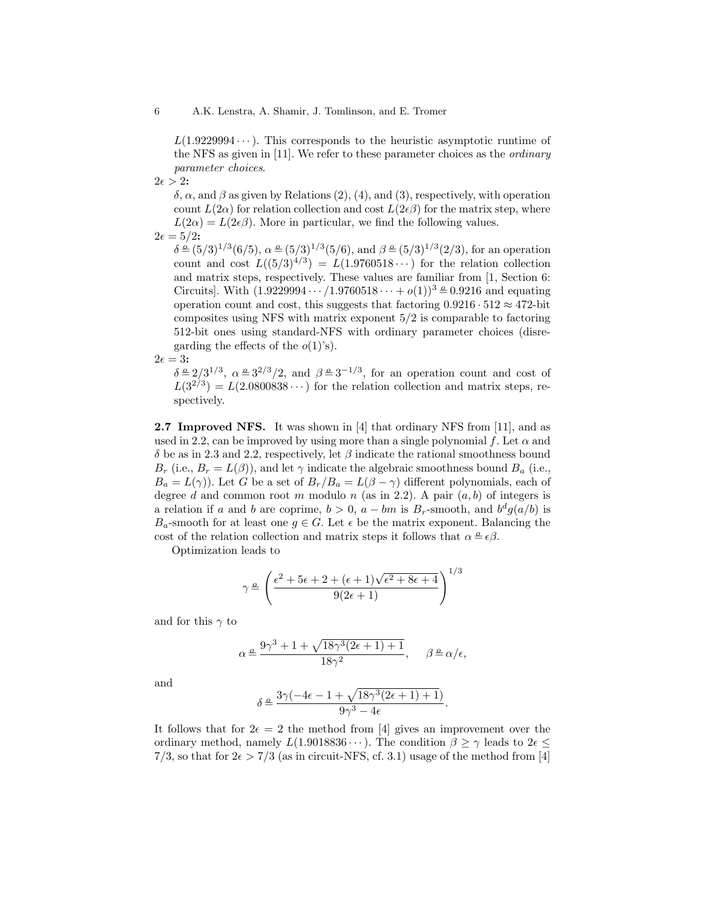$L(1.9229994\cdots)$. This corresponds to the heuristic asymptotic runtime of the NFS as given in [11]. We refer to these parameter choices as the *ordinary parameter choices*.

**$2\epsilon > 2$:**
$\delta$, $\alpha$, and $\beta$ as given by Relations (2), (4), and (3), respectively, with operation count $L(2\alpha)$ for relation collection and cost $L(2\epsilon\beta)$ for the matrix step, where $L(2\alpha) = L(2\epsilon\beta)$. More in particular, we find the following values.

**$2\epsilon = 5/2$:**
$\delta \overset{o}{=} (5/3)^{1/3}(6/5)$, $\alpha \overset{o}{=} (5/3)^{1/3}(5/6)$, and $\beta \overset{o}{=} (5/3)^{1/3}(2/3)$, for an operation count and cost $L((5/3)^{4/3}) = L(1.9760518\cdots)$ for the relation collection and matrix steps, respectively. These values are familiar from [1, Section 6: Circuits]. With $(1.9229994\cdots/1.9760518\cdots + o(1))^3 \overset{o}{=} 0.9216$ and equating operation count and cost, this suggests that factoring $0.9216 \cdot 512 \approx 472$-bit composites using NFS with matrix exponent $5/2$ is comparable to factoring 512-bit ones using standard-NFS with ordinary parameter choices (disregarding the effects of the $o(1)$'s).

**$2\epsilon = 3$:**
$\delta \overset{o}{=} 2/3^{1/3}$, $\alpha \overset{o}{=} 3^{2/3}/2$, and $\beta \overset{o}{=} 3^{-1/3}$, for an operation count and cost of $L(3^{2/3}) = L(2.0800838\cdots)$ for the relation collection and matrix steps, respectively.

**2.7 Improved NFS.** It was shown in [4] that ordinary NFS from [11], and as used in 2.2, can be improved by using more than a single polynomial $f$. Let $\alpha$ and $\delta$ be as in 2.3 and 2.2, respectively, let $\beta$ indicate the rational smoothness bound $B_r$ (i.e., $B_r = L(\beta)$), and let $\gamma$ indicate the algebraic smoothness bound $B_a$ (i.e., $B_a = L(\gamma)$). Let $G$ be a set of $B_r/B_a = L(\beta - \gamma)$ different polynomials, each of degree $d$ and common root $m$ modulo $n$ (as in 2.2). A pair $(a, b)$ of integers is a relation if $a$ and $b$ are coprime, $b > 0$, $a - bm$ is $B_r$-smooth, and $b^d g(a/b)$ is $B_a$-smooth for at least one $g \in G$. Let $\epsilon$ be the matrix exponent. Balancing the cost of the relation collection and matrix steps it follows that $\alpha \overset{o}{=} \epsilon\beta$.

Optimization leads to

$$\gamma \overset{o}{=} \left( \frac{\epsilon^2 + 5\epsilon + 2 + (\epsilon + 1)\sqrt{\epsilon^2 + 8\epsilon + 4}}{9(2\epsilon + 1)} \right)^{1/3}$$

and for this $\gamma$ to

$$\alpha \overset{o}{=} \frac{9\gamma^3 + 1 + \sqrt{18\gamma^3(2\epsilon + 1) + 1}}{18\gamma^2}, \quad \beta \overset{o}{=} \alpha/\epsilon,$$

and

$$\delta \overset{o}{=} \frac{3\gamma(-4\epsilon - 1 + \sqrt{18\gamma^3(2\epsilon + 1) + 1})}{9\gamma^3 - 4\epsilon}.$$

It follows that for $2\epsilon = 2$ the method from [4] gives an improvement over the ordinary method, namely $L(1.9018836\cdots)$. The condition $\beta \geq \gamma$ leads to $2\epsilon \leq 7/3$, so that for $2\epsilon > 7/3$ (as in circuit-NFS, cf. 3.1) usage of the method from [4]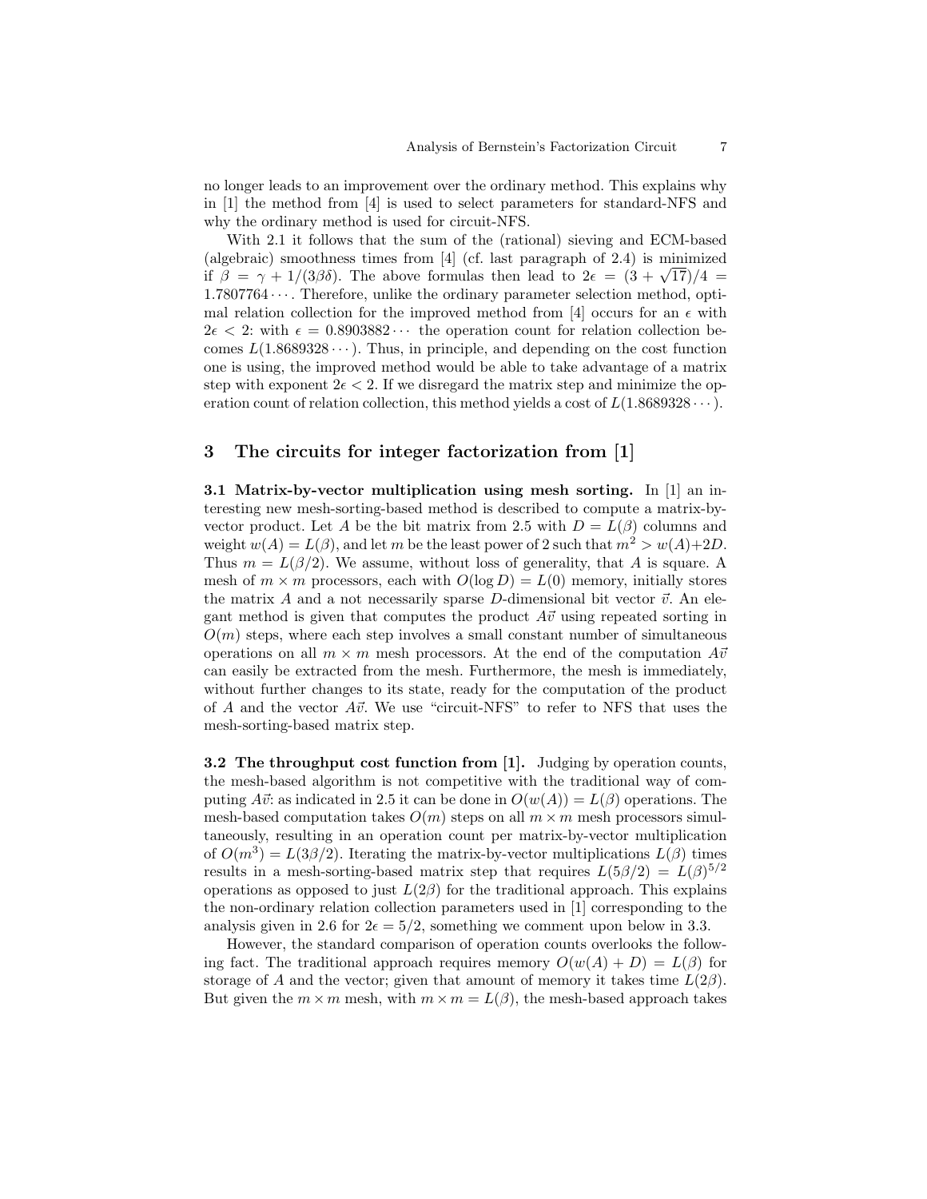no longer leads to an improvement over the ordinary method. This explains why in [1] the method from [4] is used to select parameters for standard-NFS and why the ordinary method is used for circuit-NFS.

With 2.1 it follows that the sum of the (rational) sieving and ECM-based (algebraic) smoothness times from [4] (cf. last paragraph of 2.4) is minimized if $\beta = \gamma + 1/(3\beta\delta)$. The above formulas then lead to $2\epsilon = (3 + \sqrt{17})/4 = 1.7807764\cdots$. Therefore, unlike the ordinary parameter selection method, optimal relation collection for the improved method from [4] occurs for an $\epsilon$ with $2\epsilon < 2$: with $\epsilon = 0.8903882\cdots$ the operation count for relation collection becomes $L(1.8689328\cdots)$. Thus, in principle, and depending on the cost function one is using, the improved method would be able to take advantage of a matrix step with exponent $2\epsilon < 2$. If we disregard the matrix step and minimize the operation count of relation collection, this method yields a cost of $L(1.8689328\cdots)$.

## 3 The circuits for integer factorization from [1]

**3.1 Matrix-by-vector multiplication using mesh sorting.** In [1] an interesting new mesh-sorting-based method is described to compute a matrix-by-vector product. Let $A$ be the bit matrix from 2.5 with $D = L(\beta)$ columns and weight $w(A) = L(\beta)$, and let $m$ be the least power of 2 such that $m^2 > w(A)+2D$. Thus $m = L(\beta/2)$. We assume, without loss of generality, that $A$ is square. A mesh of $m \times m$ processors, each with $O(\log D) = L(0)$ memory, initially stores the matrix $A$ and a not necessarily sparse $D$-dimensional bit vector $\vec{v}$. An elegant method is given that computes the product $A\vec{v}$ using repeated sorting in $O(m)$ steps, where each step involves a small constant number of simultaneous operations on all $m \times m$ mesh processors. At the end of the computation $A\vec{v}$ can easily be extracted from the mesh. Furthermore, the mesh is immediately, without further changes to its state, ready for the computation of the product of $A$ and the vector $A\vec{v}$. We use "circuit-NFS" to refer to NFS that uses the mesh-sorting-based matrix step.

**3.2 The throughput cost function from [1].** Judging by operation counts, the mesh-based algorithm is not competitive with the traditional way of computing $A\vec{v}$: as indicated in 2.5 it can be done in $O(w(A)) = L(\beta)$ operations. The mesh-based computation takes $O(m)$ steps on all $m \times m$ mesh processors simultaneously, resulting in an operation count per matrix-by-vector multiplication of $O(m^3) = L(3\beta/2)$. Iterating the matrix-by-vector multiplications $L(\beta)$ times results in a mesh-sorting-based matrix step that requires $L(5\beta/2) = L(\beta)^{5/2}$ operations as opposed to just $L(2\beta)$ for the traditional approach. This explains the non-ordinary relation collection parameters used in [1] corresponding to the analysis given in 2.6 for $2\epsilon = 5/2$, something we comment upon below in 3.3.

However, the standard comparison of operation counts overlooks the following fact. The traditional approach requires memory $O(w(A) + D) = L(\beta)$ for storage of $A$ and the vector; given that amount of memory it takes time $L(2\beta)$. But given the $m \times m$ mesh, with $m \times m = L(\beta)$, the mesh-based approach takes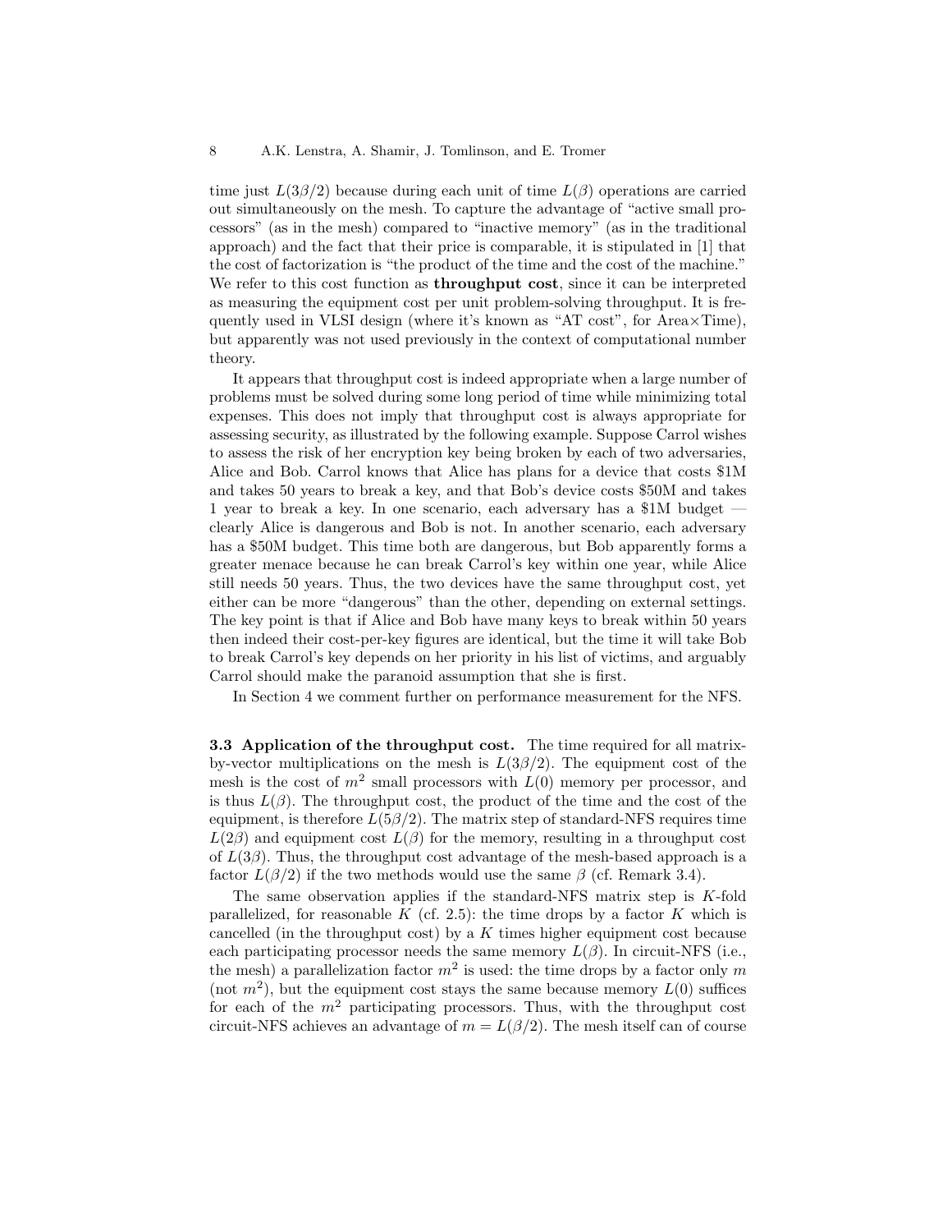time just $L(3\beta/2)$ because during each unit of time $L(\beta)$ operations are carried out simultaneously on the mesh. To capture the advantage of "active small processors" (as in the mesh) compared to "inactive memory" (as in the traditional approach) and the fact that their price is comparable, it is stipulated in [1] that the cost of factorization is "the product of the time and the cost of the machine." We refer to this cost function as **throughput cost**, since it can be interpreted as measuring the equipment cost per unit problem-solving throughput. It is frequently used in VLSI design (where it's known as "AT cost", for Area×Time), but apparently was not used previously in the context of computational number theory.

It appears that throughput cost is indeed appropriate when a large number of problems must be solved during some long period of time while minimizing total expenses. This does not imply that throughput cost is always appropriate for assessing security, as illustrated by the following example. Suppose Carrol wishes to assess the risk of her encryption key being broken by each of two adversaries, Alice and Bob. Carrol knows that Alice has plans for a device that costs $1M and takes 50 years to break a key, and that Bob's device costs $50M and takes 1 year to break a key. In one scenario, each adversary has a $1M budget — clearly Alice is dangerous and Bob is not. In another scenario, each adversary has a $50M budget. This time both are dangerous, but Bob apparently forms a greater menace because he can break Carrol's key within one year, while Alice still needs 50 years. Thus, the two devices have the same throughput cost, yet either can be more "dangerous" than the other, depending on external settings. The key point is that if Alice and Bob have many keys to break within 50 years then indeed their cost-per-key figures are identical, but the time it will take Bob to break Carrol's key depends on her priority in his list of victims, and arguably Carrol should make the paranoid assumption that she is first.

In Section 4 we comment further on performance measurement for the NFS.

**3.3 Application of the throughput cost.** The time required for all matrix-by-vector multiplications on the mesh is $L(3\beta/2)$. The equipment cost of the mesh is the cost of $m^2$ small processors with $L(0)$ memory per processor, and is thus $L(\beta)$. The throughput cost, the product of the time and the cost of the equipment, is therefore $L(5\beta/2)$. The matrix step of standard-NFS requires time $L(2\beta)$ and equipment cost $L(\beta)$ for the memory, resulting in a throughput cost of $L(3\beta)$. Thus, the throughput cost advantage of the mesh-based approach is a factor $L(\beta/2)$ if the two methods would use the same $\beta$ (cf. Remark 3.4).

The same observation applies if the standard-NFS matrix step is $K$-fold parallelized, for reasonable $K$ (cf. 2.5): the time drops by a factor $K$ which is cancelled (in the throughput cost) by a $K$ times higher equipment cost because each participating processor needs the same memory $L(\beta)$. In circuit-NFS (i.e., the mesh) a parallelization factor $m^2$ is used: the time drops by a factor only $m$ (not $m^2$), but the equipment cost stays the same because memory $L(0)$ suffices for each of the $m^2$ participating processors. Thus, with the throughput cost circuit-NFS achieves an advantage of $m = L(\beta/2)$. The mesh itself can of course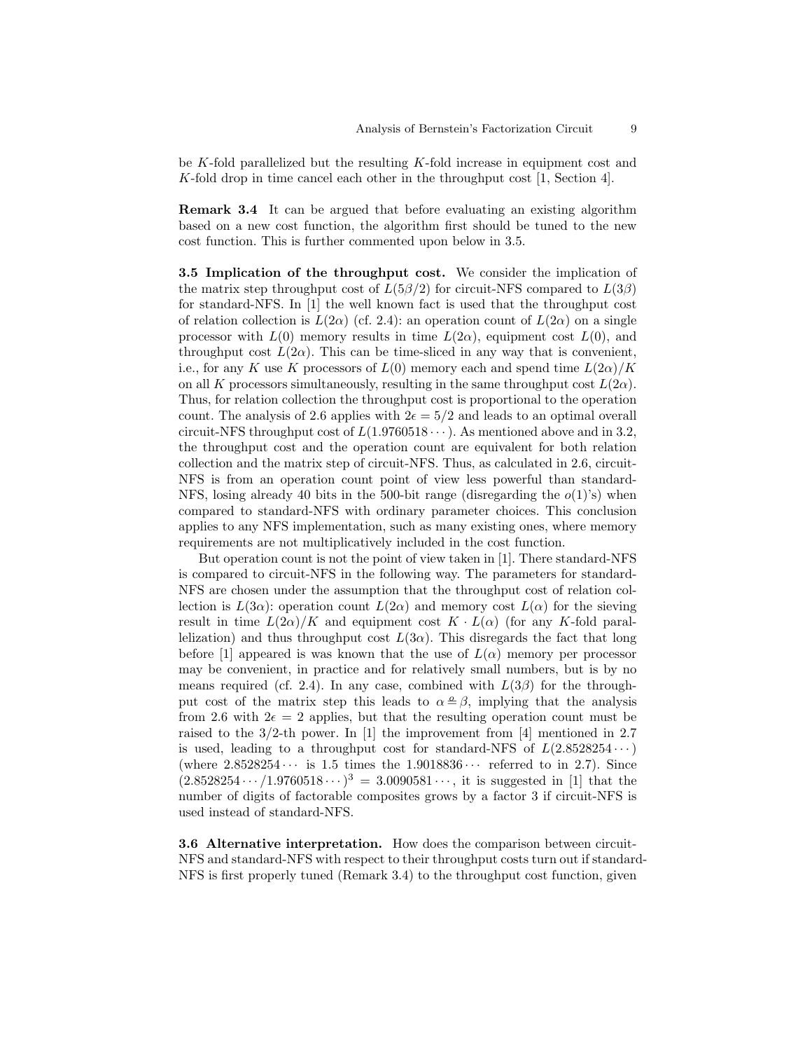be $K$-fold parallelized but the resulting $K$-fold increase in equipment cost and $K$-fold drop in time cancel each other in the throughput cost [1, Section 4].

**Remark 3.4** It can be argued that before evaluating an existing algorithm based on a new cost function, the algorithm first should be tuned to the new cost function. This is further commented upon below in 3.5.

**3.5 Implication of the throughput cost.** We consider the implication of the matrix step throughput cost of $L(5\beta/2)$ for circuit-NFS compared to $L(3\beta)$ for standard-NFS. In [1] the well known fact is used that the throughput cost of relation collection is $L(2\alpha)$ (cf. 2.4): an operation count of $L(2\alpha)$ on a single processor with $L(0)$ memory results in time $L(2\alpha)$, equipment cost $L(0)$, and throughput cost $L(2\alpha)$. This can be time-sliced in any way that is convenient, i.e., for any $K$ use $K$ processors of $L(0)$ memory each and spend time $L(2\alpha)/K$ on all $K$ processors simultaneously, resulting in the same throughput cost $L(2\alpha)$. Thus, for relation collection the throughput cost is proportional to the operation count. The analysis of 2.6 applies with $2\epsilon = 5/2$ and leads to an optimal overall circuit-NFS throughput cost of $L(1.9760518\cdots)$. As mentioned above and in 3.2, the throughput cost and the operation count are equivalent for both relation collection and the matrix step of circuit-NFS. Thus, as calculated in 2.6, circuit-NFS is from an operation count point of view less powerful than standard-NFS, losing already 40 bits in the 500-bit range (disregarding the $o(1)$'s) when compared to standard-NFS with ordinary parameter choices. This conclusion applies to any NFS implementation, such as many existing ones, where memory requirements are not multiplicatively included in the cost function.

But operation count is not the point of view taken in [1]. There standard-NFS is compared to circuit-NFS in the following way. The parameters for standard-NFS are chosen under the assumption that the throughput cost of relation collection is $L(3\alpha)$: operation count $L(2\alpha)$ and memory cost $L(\alpha)$ for the sieving result in time $L(2\alpha)/K$ and equipment cost $K \cdot L(\alpha)$ (for any $K$-fold parallelization) and thus throughput cost $L(3\alpha)$. This disregards the fact that long before [1] appeared is was known that the use of $L(\alpha)$ memory per processor may be convenient, in practice and for relatively small numbers, but is by no means required (cf. 2.4). In any case, combined with $L(3\beta)$ for the throughput cost of the matrix step this leads to $\alpha \overset{o}{=} \beta$, implying that the analysis from 2.6 with $2\epsilon = 2$ applies, but that the resulting operation count must be raised to the 3/2-th power. In [1] the improvement from [4] mentioned in 2.7 is used, leading to a throughput cost for standard-NFS of $L(2.8528254\cdots)$ (where $2.8528254\cdots$ is 1.5 times the $1.9018836\cdots$ referred to in 2.7). Since $(2.8528254\cdots/1.9760518\cdots)^3 = 3.0090581\cdots$, it is suggested in [1] that the number of digits of factorable composites grows by a factor 3 if circuit-NFS is used instead of standard-NFS.

**3.6 Alternative interpretation.** How does the comparison between circuit-NFS and standard-NFS with respect to their throughput costs turn out if standard-NFS is first properly tuned (Remark 3.4) to the throughput cost function, given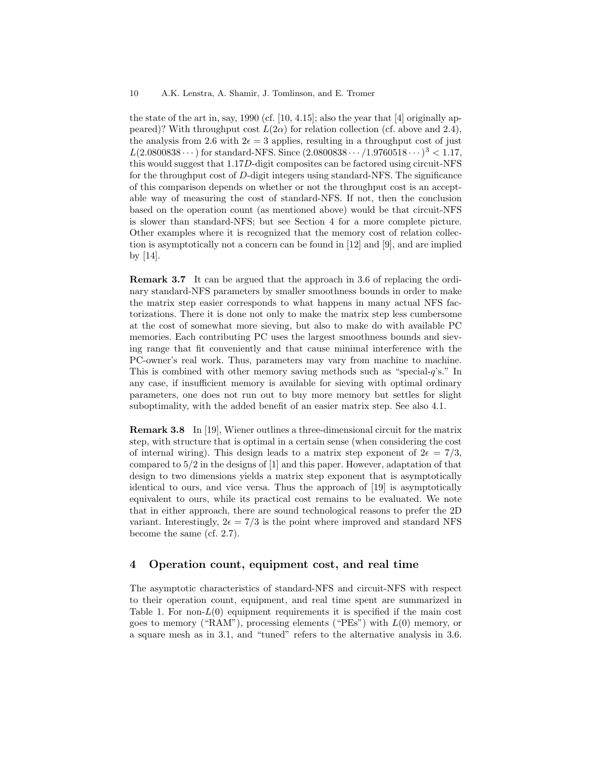the state of the art in, say, 1990 (cf. [10, 4.15]; also the year that [4] originally appeared)? With throughput cost $L(2\alpha)$ for relation collection (cf. above and 2.4), the analysis from 2.6 with $2\epsilon = 3$ applies, resulting in a throughput cost of just $L(2.0800838\cdots)$ for standard-NFS. Since $(2.0800838\cdots/1.9760518\cdots)^3 < 1.17$, this would suggest that $1.17D$-digit composites can be factored using circuit-NFS for the throughput cost of $D$-digit integers using standard-NFS. The significance of this comparison depends on whether or not the throughput cost is an acceptable way of measuring the cost of standard-NFS. If not, then the conclusion based on the operation count (as mentioned above) would be that circuit-NFS is slower than standard-NFS; but see Section 4 for a more complete picture. Other examples where it is recognized that the memory cost of relation collection is asymptotically not a concern can be found in [12] and [9], and are implied by [14].

**Remark 3.7** It can be argued that the approach in 3.6 of replacing the ordinary standard-NFS parameters by smaller smoothness bounds in order to make the matrix step easier corresponds to what happens in many actual NFS factorizations. There it is done not only to make the matrix step less cumbersome at the cost of somewhat more sieving, but also to make do with available PC memories. Each contributing PC uses the largest smoothness bounds and sieving range that fit conveniently and that cause minimal interference with the PC-owner's real work. Thus, parameters may vary from machine to machine. This is combined with other memory saving methods such as "special-$q$'s." In any case, if insufficient memory is available for sieving with optimal ordinary parameters, one does not run out to buy more memory but settles for slight suboptimality, with the added benefit of an easier matrix step. See also 4.1.

**Remark 3.8** In [19], Wiener outlines a three-dimensional circuit for the matrix step, with structure that is optimal in a certain sense (when considering the cost of internal wiring). This design leads to a matrix step exponent of $2\epsilon = 7/3$, compared to $5/2$ in the designs of [1] and this paper. However, adaptation of that design to two dimensions yields a matrix step exponent that is asymptotically identical to ours, and vice versa. Thus the approach of [19] is asymptotically equivalent to ours, while its practical cost remains to be evaluated. We note that in either approach, there are sound technological reasons to prefer the 2D variant. Interestingly, $2\epsilon = 7/3$ is the point where improved and standard NFS become the same (cf. 2.7).

## 4 Operation count, equipment cost, and real time

The asymptotic characteristics of standard-NFS and circuit-NFS with respect to their operation count, equipment, and real time spent are summarized in Table 1. For non-$L(0)$ equipment requirements it is specified if the main cost goes to memory ("RAM"), processing elements ("PEs") with $L(0)$ memory, or a square mesh as in 3.1, and "tuned" refers to the alternative analysis in 3.6.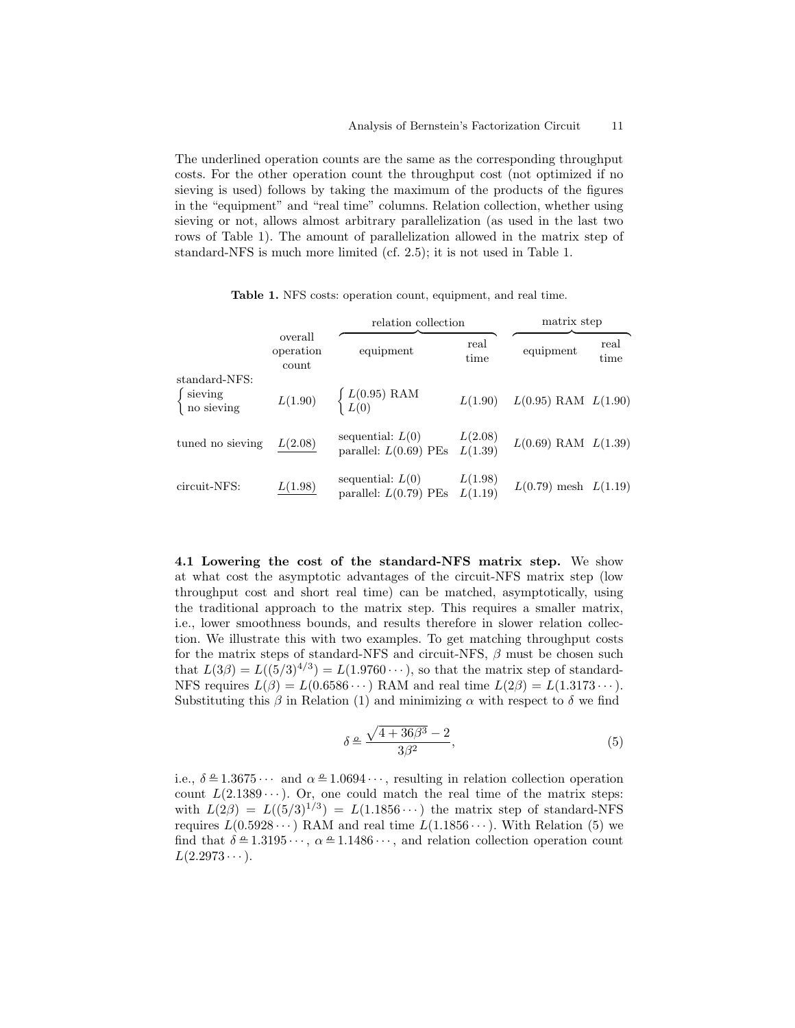The underlined operation counts are the same as the corresponding throughput costs. For the other operation count the throughput cost (not optimized if no sieving is used) follows by taking the maximum of the products of the figures in the "equipment" and "real time" columns. Relation collection, whether using sieving or not, allows almost arbitrary parallelization (as used in the last two rows of Table 1). The amount of parallelization allowed in the matrix step of standard-NFS is much more limited (cf. 2.5); it is not used in Table 1.

**Table 1.** NFS costs: operation count, equipment, and real time.

| | overall operation count | relation collection | | matrix step | |
|---|---|---|---|---|---|
| | | equipment | real time | equipment | real time |
| standard-NFS: sieving | $L(1.90)$ | $L(0.95)$ RAM | $L(1.90)$ | $L(0.95)$ RAM | $L(1.90)$ |
| standard-NFS: no sieving | | $L(0)$ | | | |
| tuned no sieving | $\underline{L(2.08)}$ | sequential: $L(0)$ | $L(2.08)$ | $L(0.69)$ RAM | $L(1.39)$ |
| | | parallel: $L(0.69)$ PEs | $L(1.39)$ | | |
| circuit-NFS: | $\underline{L(1.98)}$ | sequential: $L(0)$ | $L(1.98)$ | $L(0.79)$ mesh | $L(1.19)$ |
| | | parallel: $L(0.79)$ PEs | $L(1.19)$ | | |

**4.1 Lowering the cost of the standard-NFS matrix step.** We show at what cost the asymptotic advantages of the circuit-NFS matrix step (low throughput cost and short real time) can be matched, asymptotically, using the traditional approach to the matrix step. This requires a smaller matrix, i.e., lower smoothness bounds, and results therefore in slower relation collection. We illustrate this with two examples. To get matching throughput costs for the matrix steps of standard-NFS and circuit-NFS, $\beta$ must be chosen such that $L(3\beta) = L((5/3)^{4/3}) = L(1.9760\cdots)$, so that the matrix step of standard-NFS requires $L(\beta) = L(0.6586\cdots)$ RAM and real time $L(2\beta) = L(1.3173\cdots)$. Substituting this $\beta$ in Relation (1) and minimizing $\alpha$ with respect to $\delta$ we find

$$\delta \triangleq \frac{\sqrt{4+36\beta^3}-2}{3\beta^2}, \tag{5}$$

i.e., $\delta \triangleq 1.3675\cdots$ and $\alpha \triangleq 1.0694\cdots$, resulting in relation collection operation count $L(2.1389\cdots)$. Or, one could match the real time of the matrix steps: with $L(2\beta) = L((5/3)^{1/3}) = L(1.1856\cdots)$ the matrix step of standard-NFS requires $L(0.5928\cdots)$ RAM and real time $L(1.1856\cdots)$. With Relation (5) we find that $\delta \triangleq 1.3195\cdots$, $\alpha \triangleq 1.1486\cdots$, and relation collection operation count $L(2.2973\cdots)$.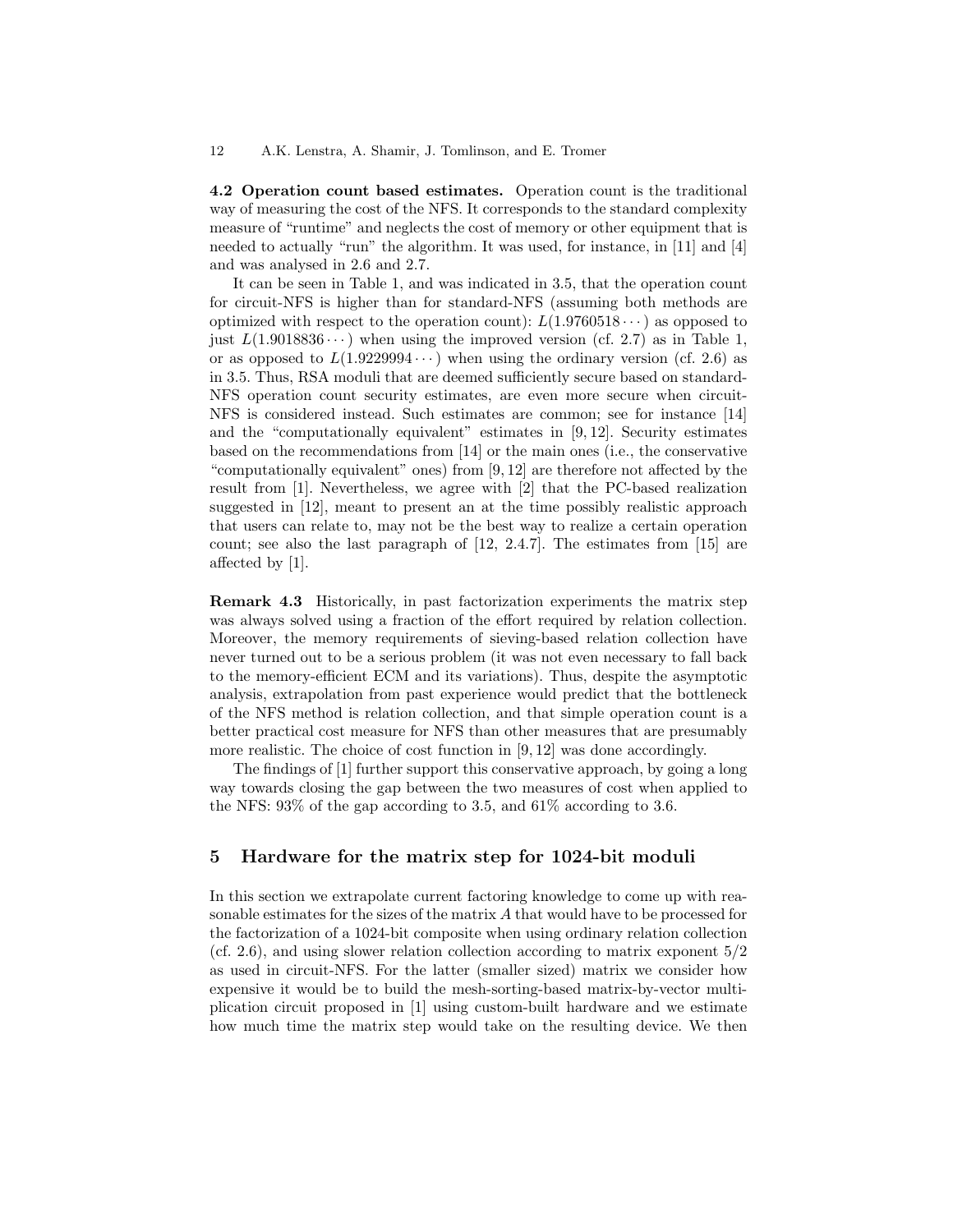**4.2 Operation count based estimates.** Operation count is the traditional way of measuring the cost of the NFS. It corresponds to the standard complexity measure of "runtime" and neglects the cost of memory or other equipment that is needed to actually "run" the algorithm. It was used, for instance, in [11] and [4] and was analysed in 2.6 and 2.7.

It can be seen in Table 1, and was indicated in 3.5, that the operation count for circuit-NFS is higher than for standard-NFS (assuming both methods are optimized with respect to the operation count): $L(1.9760518\cdots)$ as opposed to just $L(1.9018836\cdots)$ when using the improved version (cf. 2.7) as in Table 1, or as opposed to $L(1.9229994\cdots)$ when using the ordinary version (cf. 2.6) as in 3.5. Thus, RSA moduli that are deemed sufficiently secure based on standard-NFS operation count security estimates, are even more secure when circuit-NFS is considered instead. Such estimates are common; see for instance [14] and the "computationally equivalent" estimates in [9, 12]. Security estimates based on the recommendations from [14] or the main ones (i.e., the conservative "computationally equivalent" ones) from [9, 12] are therefore not affected by the result from [1]. Nevertheless, we agree with [2] that the PC-based realization suggested in [12], meant to present an at the time possibly realistic approach that users can relate to, may not be the best way to realize a certain operation count; see also the last paragraph of [12, 2.4.7]. The estimates from [15] are affected by [1].

**Remark 4.3** Historically, in past factorization experiments the matrix step was always solved using a fraction of the effort required by relation collection. Moreover, the memory requirements of sieving-based relation collection have never turned out to be a serious problem (it was not even necessary to fall back to the memory-efficient ECM and its variations). Thus, despite the asymptotic analysis, extrapolation from past experience would predict that the bottleneck of the NFS method is relation collection, and that simple operation count is a better practical cost measure for NFS than other measures that are presumably more realistic. The choice of cost function in [9, 12] was done accordingly.

The findings of [1] further support this conservative approach, by going a long way towards closing the gap between the two measures of cost when applied to the NFS: 93% of the gap according to 3.5, and 61% according to 3.6.

## 5 Hardware for the matrix step for 1024-bit moduli

In this section we extrapolate current factoring knowledge to come up with reasonable estimates for the sizes of the matrix $A$ that would have to be processed for the factorization of a 1024-bit composite when using ordinary relation collection (cf. 2.6), and using slower relation collection according to matrix exponent $5/2$ as used in circuit-NFS. For the latter (smaller sized) matrix we consider how expensive it would be to build the mesh-sorting-based matrix-by-vector multiplication circuit proposed in [1] using custom-built hardware and we estimate how much time the matrix step would take on the resulting device. We then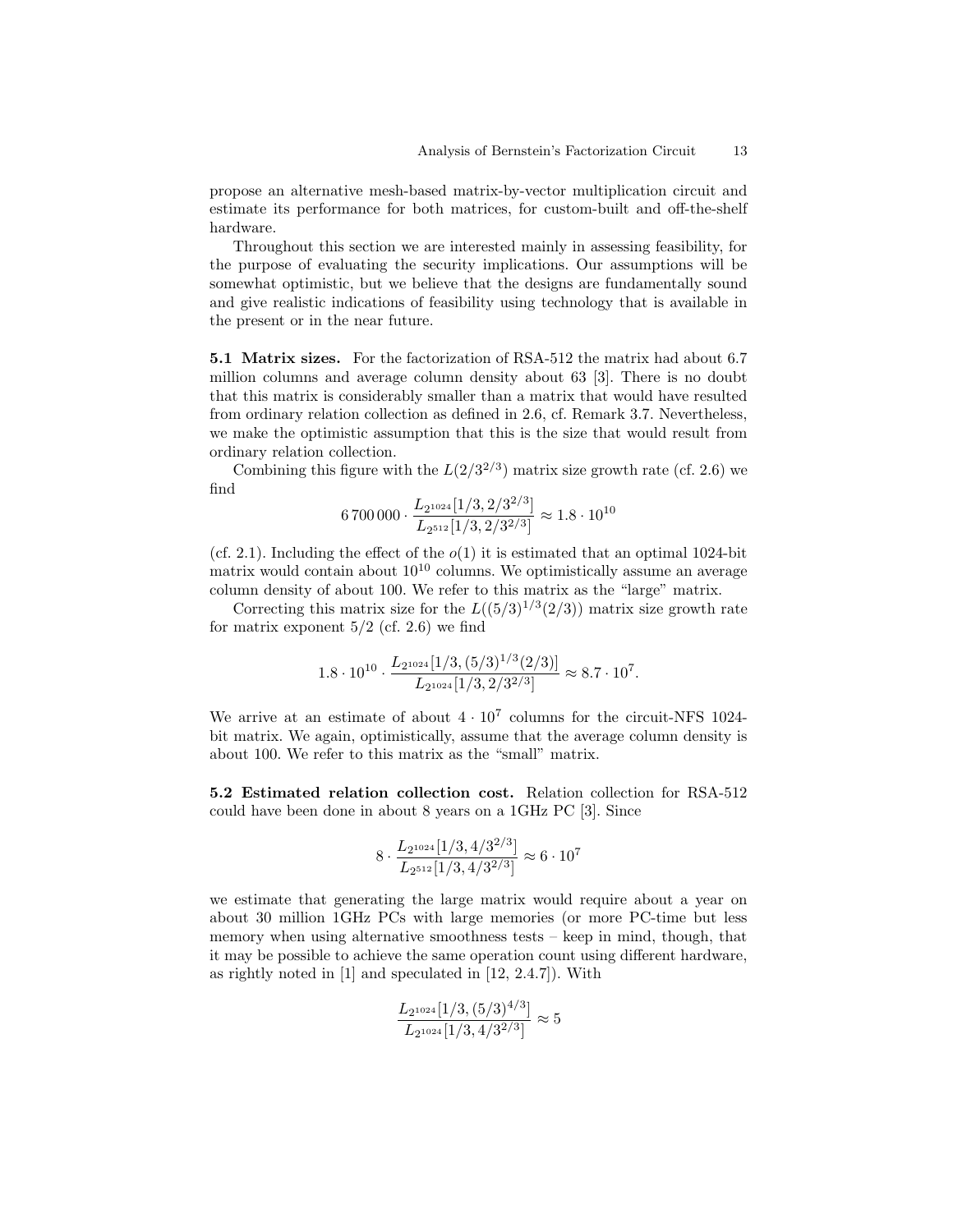propose an alternative mesh-based matrix-by-vector multiplication circuit and estimate its performance for both matrices, for custom-built and off-the-shelf hardware.

Throughout this section we are interested mainly in assessing feasibility, for the purpose of evaluating the security implications. Our assumptions will be somewhat optimistic, but we believe that the designs are fundamentally sound and give realistic indications of feasibility using technology that is available in the present or in the near future.

**5.1 Matrix sizes.** For the factorization of RSA-512 the matrix had about 6.7 million columns and average column density about 63 [3]. There is no doubt that this matrix is considerably smaller than a matrix that would have resulted from ordinary relation collection as defined in 2.6, cf. Remark 3.7. Nevertheless, we make the optimistic assumption that this is the size that would result from ordinary relation collection.

Combining this figure with the $L(2/3^{2/3})$ matrix size growth rate (cf. 2.6) we find

$$6\,700\,000 \cdot \frac{L_{2^{1024}}[1/3, 2/3^{2/3}]}{L_{2^{512}}[1/3, 2/3^{2/3}]} \approx 1.8 \cdot 10^{10}$$

(cf. 2.1). Including the effect of the $o(1)$ it is estimated that an optimal 1024-bit matrix would contain about $10^{10}$ columns. We optimistically assume an average column density of about 100. We refer to this matrix as the "large" matrix.

Correcting this matrix size for the $L((5/3)^{1/3}(2/3))$ matrix size growth rate for matrix exponent $5/2$ (cf. 2.6) we find

$$1.8 \cdot 10^{10} \cdot \frac{L_{2^{1024}}[1/3, (5/3)^{1/3}(2/3)]}{L_{2^{1024}}[1/3, 2/3^{2/3}]} \approx 8.7 \cdot 10^{7}.$$

We arrive at an estimate of about $4 \cdot 10^7$ columns for the circuit-NFS 1024-bit matrix. We again, optimistically, assume that the average column density is about 100. We refer to this matrix as the "small" matrix.

**5.2 Estimated relation collection cost.** Relation collection for RSA-512 could have been done in about 8 years on a 1GHz PC [3]. Since

$$8 \cdot \frac{L_{2^{1024}}[1/3, 4/3^{2/3}]}{L_{2^{512}}[1/3, 4/3^{2/3}]} \approx 6 \cdot 10^{7}$$

we estimate that generating the large matrix would require about a year on about 30 million 1GHz PCs with large memories (or more PC-time but less memory when using alternative smoothness tests – keep in mind, though, that it may be possible to achieve the same operation count using different hardware, as rightly noted in [1] and speculated in [12, 2.4.7]). With

$$\frac{L_{2^{1024}}[1/3, (5/3)^{4/3}]}{L_{2^{1024}}[1/3, 4/3^{2/3}]} \approx 5$$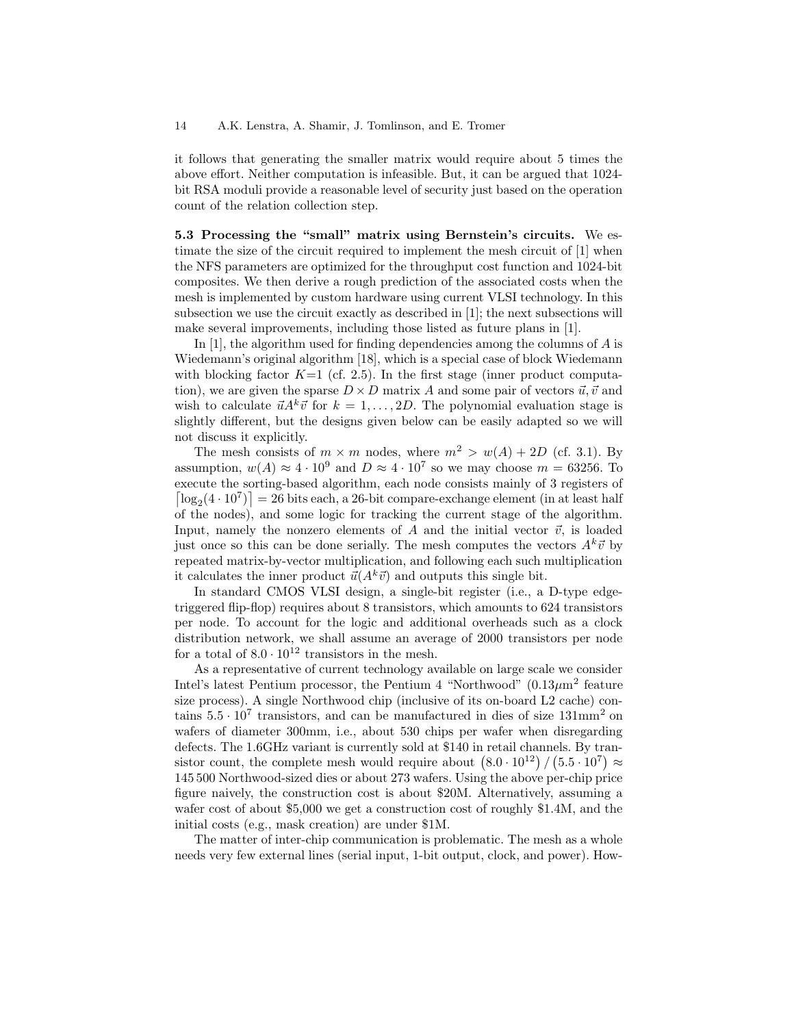it follows that generating the smaller matrix would require about 5 times the above effort. Neither computation is infeasible. But, it can be argued that 1024-bit RSA moduli provide a reasonable level of security just based on the operation count of the relation collection step.

**5.3 Processing the "small" matrix using Bernstein's circuits.** We estimate the size of the circuit required to implement the mesh circuit of [1] when the NFS parameters are optimized for the throughput cost function and 1024-bit composites. We then derive a rough prediction of the associated costs when the mesh is implemented by custom hardware using current VLSI technology. In this subsection we use the circuit exactly as described in [1]; the next subsections will make several improvements, including those listed as future plans in [1].

In [1], the algorithm used for finding dependencies among the columns of $A$ is Wiedemann's original algorithm [18], which is a special case of block Wiedemann with blocking factor $K$=1 (cf. 2.5). In the first stage (inner product computation), we are given the sparse $D \times D$ matrix $A$ and some pair of vectors $\vec{u}, \vec{v}$ and wish to calculate $\vec{u}A^k\vec{v}$ for $k = 1, \ldots, 2D$. The polynomial evaluation stage is slightly different, but the designs given below can be easily adapted so we will not discuss it explicitly.

The mesh consists of $m \times m$ nodes, where $m^2 > w(A) + 2D$ (cf. 3.1). By assumption, $w(A) \approx 4 \cdot 10^9$ and $D \approx 4 \cdot 10^7$ so we may choose $m = 63256$. To execute the sorting-based algorithm, each node consists mainly of 3 registers of $\lceil \log_2(4 \cdot 10^7) \rceil = 26$ bits each, a 26-bit compare-exchange element (in at least half of the nodes), and some logic for tracking the current stage of the algorithm. Input, namely the nonzero elements of $A$ and the initial vector $\vec{v}$, is loaded just once so this can be done serially. The mesh computes the vectors $A^k\vec{v}$ by repeated matrix-by-vector multiplication, and following each such multiplication it calculates the inner product $\vec{u}(A^k\vec{v})$ and outputs this single bit.

In standard CMOS VLSI design, a single-bit register (i.e., a D-type edge-triggered flip-flop) requires about 8 transistors, which amounts to 624 transistors per node. To account for the logic and additional overheads such as a clock distribution network, we shall assume an average of 2000 transistors per node for a total of $8.0 \cdot 10^{12}$ transistors in the mesh.

As a representative of current technology available on large scale we consider Intel's latest Pentium processor, the Pentium 4 "Northwood" ($0.13\mu\text{m}^2$ feature size process). A single Northwood chip (inclusive of its on-board L2 cache) contains $5.5 \cdot 10^7$ transistors, and can be manufactured in dies of size 131mm$^2$ on wafers of diameter 300mm, i.e., about 530 chips per wafer when disregarding defects. The 1.6GHz variant is currently sold at \$140 in retail channels. By transistor count, the complete mesh would require about $\left(8.0 \cdot 10^{12}\right) / \left(5.5 \cdot 10^7\right) \approx$ 145 500 Northwood-sized dies or about 273 wafers. Using the above per-chip price figure naively, the construction cost is about \$20M. Alternatively, assuming a wafer cost of about \$5,000 we get a construction cost of roughly \$1.4M, and the initial costs (e.g., mask creation) are under \$1M.

The matter of inter-chip communication is problematic. The mesh as a whole needs very few external lines (serial input, 1-bit output, clock, and power). How-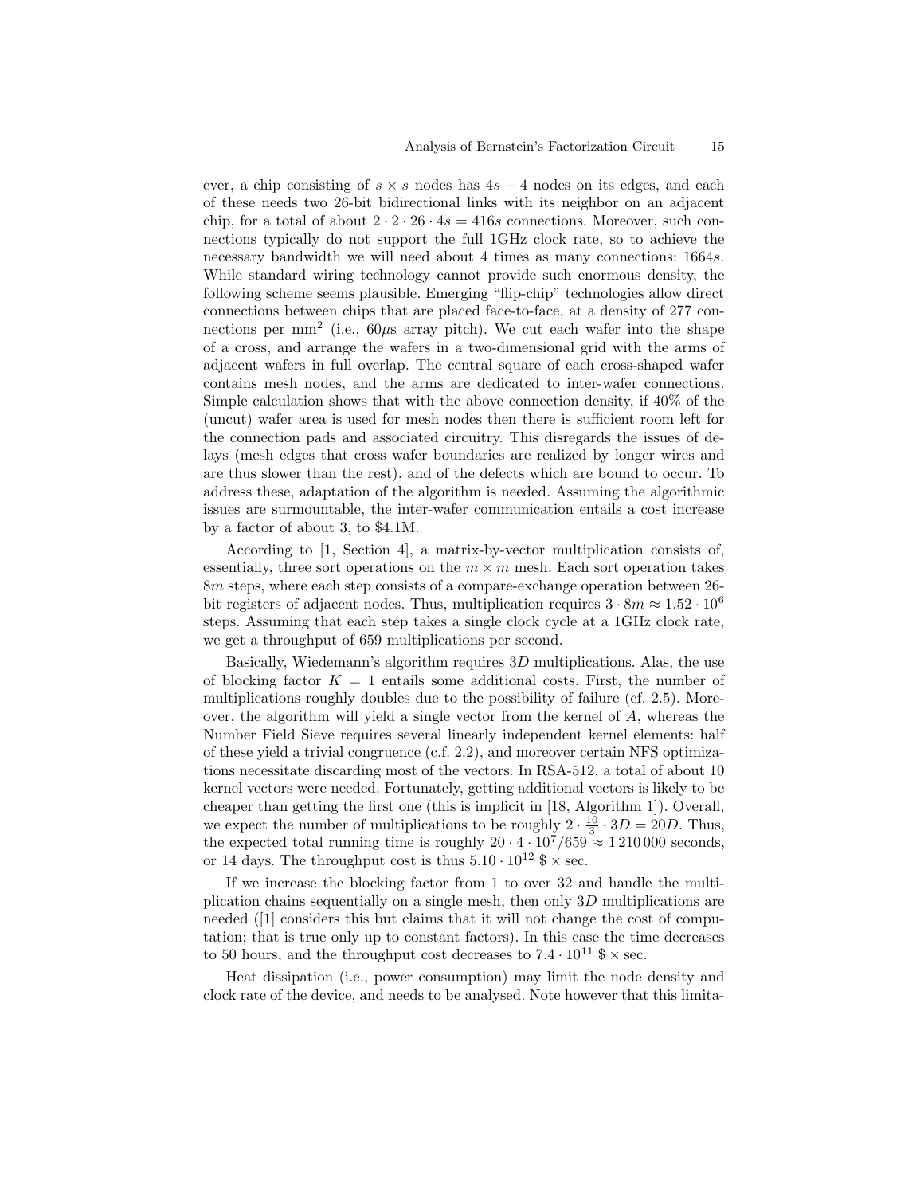ever, a chip consisting of $s \times s$ nodes has $4s - 4$ nodes on its edges, and each of these needs two 26-bit bidirectional links with its neighbor on an adjacent chip, for a total of about $2 \cdot 2 \cdot 26 \cdot 4s = 416s$ connections. Moreover, such connections typically do not support the full 1GHz clock rate, so to achieve the necessary bandwidth we will need about 4 times as many connections: $1664s$. While standard wiring technology cannot provide such enormous density, the following scheme seems plausible. Emerging "flip-chip" technologies allow direct connections between chips that are placed face-to-face, at a density of 277 connections per mm$^2$ (i.e., $60\mu$s array pitch). We cut each wafer into the shape of a cross, and arrange the wafers in a two-dimensional grid with the arms of adjacent wafers in full overlap. The central square of each cross-shaped wafer contains mesh nodes, and the arms are dedicated to inter-wafer connections. Simple calculation shows that with the above connection density, if 40% of the (uncut) wafer area is used for mesh nodes then there is sufficient room left for the connection pads and associated circuitry. This disregards the issues of delays (mesh edges that cross wafer boundaries are realized by longer wires and are thus slower than the rest), and of the defects which are bound to occur. To address these, adaptation of the algorithm is needed. Assuming the algorithmic issues are surmountable, the inter-wafer communication entails a cost increase by a factor of about 3, to \$4.1M.

According to [1, Section 4], a matrix-by-vector multiplication consists of, essentially, three sort operations on the $m \times m$ mesh. Each sort operation takes $8m$ steps, where each step consists of a compare-exchange operation between 26-bit registers of adjacent nodes. Thus, multiplication requires $3 \cdot 8m \approx 1.52 \cdot 10^6$ steps. Assuming that each step takes a single clock cycle at a 1GHz clock rate, we get a throughput of 659 multiplications per second.

Basically, Wiedemann's algorithm requires $3D$ multiplications. Alas, the use of blocking factor $K = 1$ entails some additional costs. First, the number of multiplications roughly doubles due to the possibility of failure (cf. 2.5). Moreover, the algorithm will yield a single vector from the kernel of $A$, whereas the Number Field Sieve requires several linearly independent kernel elements: half of these yield a trivial congruence (c.f. 2.2), and moreover certain NFS optimizations necessitate discarding most of the vectors. In RSA-512, a total of about 10 kernel vectors were needed. Fortunately, getting additional vectors is likely to be cheaper than getting the first one (this is implicit in [18, Algorithm 1]). Overall, we expect the number of multiplications to be roughly $2 \cdot \frac{10}{3} \cdot 3D = 20D$. Thus, the expected total running time is roughly $20 \cdot 4 \cdot 10^7/659 \approx 1\,210\,000$ seconds, or 14 days. The throughput cost is thus $5.10 \cdot 10^{12}$ \$ $\times$ sec.

If we increase the blocking factor from 1 to over 32 and handle the multiplication chains sequentially on a single mesh, then only $3D$ multiplications are needed ([1] considers this but claims that it will not change the cost of computation; that is true only up to constant factors). In this case the time decreases to 50 hours, and the throughput cost decreases to $7.4 \cdot 10^{11}$ \$ $\times$ sec.

Heat dissipation (i.e., power consumption) may limit the node density and clock rate of the device, and needs to be analysed. Note however that this limita-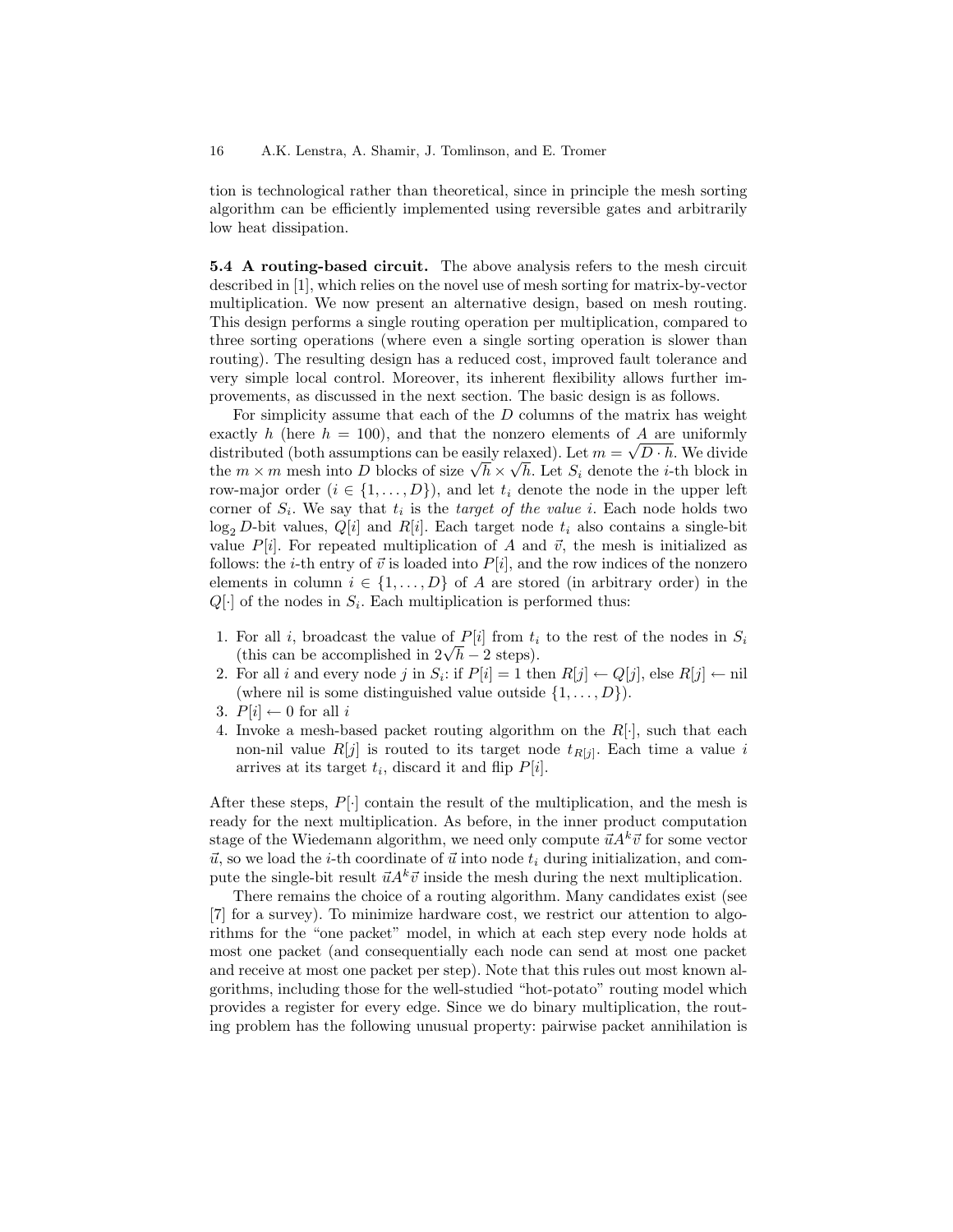tion is technological rather than theoretical, since in principle the mesh sorting algorithm can be efficiently implemented using reversible gates and arbitrarily low heat dissipation.

**5.4 A routing-based circuit.** The above analysis refers to the mesh circuit described in [1], which relies on the novel use of mesh sorting for matrix-by-vector multiplication. We now present an alternative design, based on mesh routing. This design performs a single routing operation per multiplication, compared to three sorting operations (where even a single sorting operation is slower than routing). The resulting design has a reduced cost, improved fault tolerance and very simple local control. Moreover, its inherent flexibility allows further improvements, as discussed in the next section. The basic design is as follows.

For simplicity assume that each of the $D$ columns of the matrix has weight exactly $h$ (here $h = 100$), and that the nonzero elements of $A$ are uniformly distributed (both assumptions can be easily relaxed). Let $m = \sqrt{D \cdot h}$. We divide the $m \times m$ mesh into $D$ blocks of size $\sqrt{h} \times \sqrt{h}$. Let $S_i$ denote the $i$-th block in row-major order ($i \in \{1, \ldots, D\}$), and let $t_i$ denote the node in the upper left corner of $S_i$. We say that $t_i$ is the *target of the value* $i$. Each node holds two $\log_2 D$-bit values, $Q[i]$ and $R[i]$. Each target node $t_i$ also contains a single-bit value $P[i]$. For repeated multiplication of $A$ and $\vec{v}$, the mesh is initialized as follows: the $i$-th entry of $\vec{v}$ is loaded into $P[i]$, and the row indices of the nonzero elements in column $i \in \{1, \ldots, D\}$ of $A$ are stored (in arbitrary order) in the $Q[\cdot]$ of the nodes in $S_i$. Each multiplication is performed thus:

1. For all $i$, broadcast the value of $P[i]$ from $t_i$ to the rest of the nodes in $S_i$ (this can be accomplished in $2\sqrt{h} - 2$ steps).
2. For all $i$ and every node $j$ in $S_i$: if $P[i] = 1$ then $R[j] \leftarrow Q[j]$, else $R[j] \leftarrow$ nil (where nil is some distinguished value outside $\{1, \ldots, D\}$).
3. $P[i] \leftarrow 0$ for all $i$
4. Invoke a mesh-based packet routing algorithm on the $R[\cdot]$, such that each non-nil value $R[j]$ is routed to its target node $t_{R[j]}$. Each time a value $i$ arrives at its target $t_i$, discard it and flip $P[i]$.

After these steps, $P[\cdot]$ contain the result of the multiplication, and the mesh is ready for the next multiplication. As before, in the inner product computation stage of the Wiedemann algorithm, we need only compute $\vec{u}A^k\vec{v}$ for some vector $\vec{u}$, so we load the $i$-th coordinate of $\vec{u}$ into node $t_i$ during initialization, and compute the single-bit result $\vec{u}A^k\vec{v}$ inside the mesh during the next multiplication.

There remains the choice of a routing algorithm. Many candidates exist (see [7] for a survey). To minimize hardware cost, we restrict our attention to algorithms for the "one packet" model, in which at each step every node holds at most one packet (and consequentially each node can send at most one packet and receive at most one packet per step). Note that this rules out most known algorithms, including those for the well-studied "hot-potato" routing model which provides a register for every edge. Since we do binary multiplication, the routing problem has the following unusual property: pairwise packet annihilation is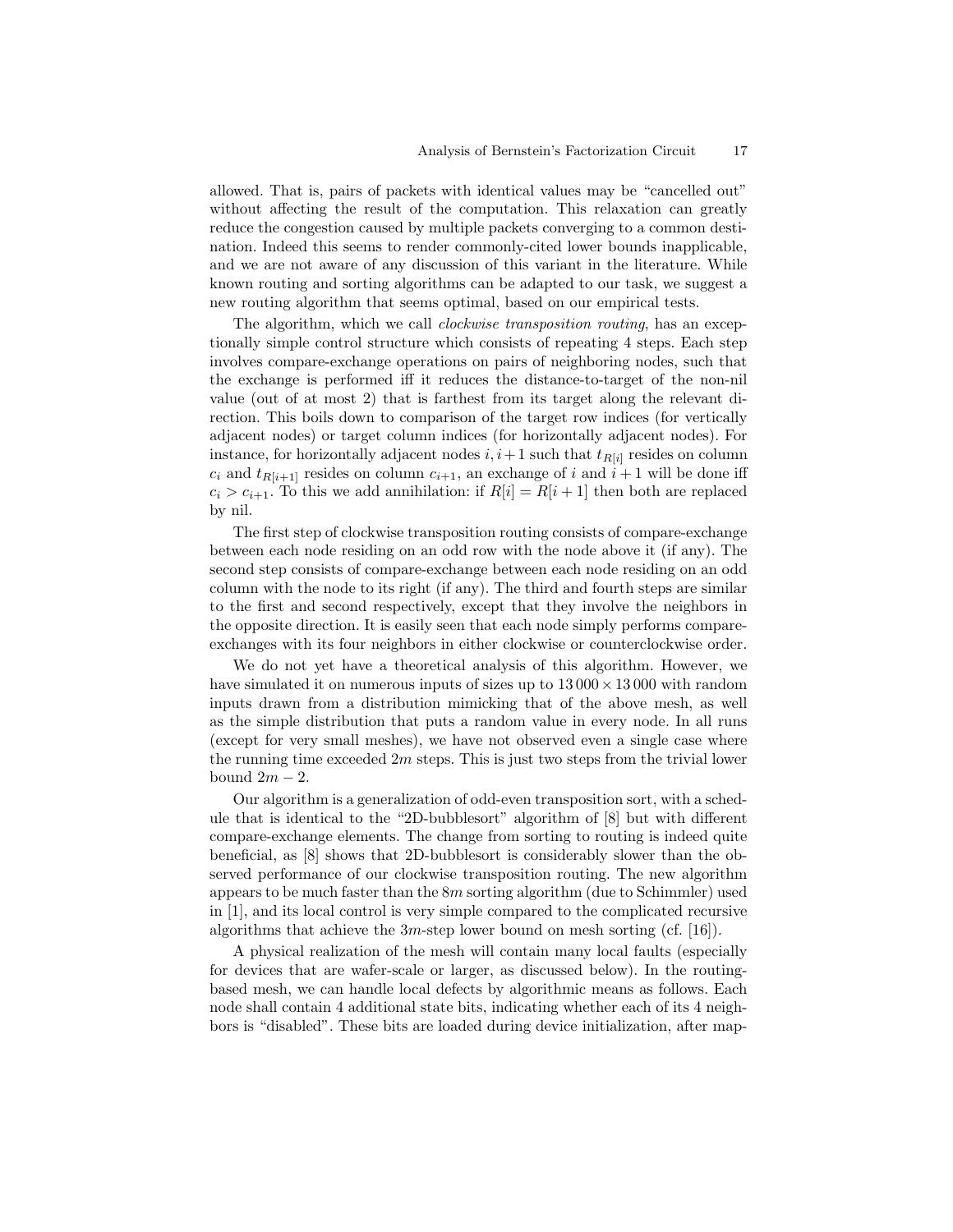allowed. That is, pairs of packets with identical values may be "cancelled out" without affecting the result of the computation. This relaxation can greatly reduce the congestion caused by multiple packets converging to a common destination. Indeed this seems to render commonly-cited lower bounds inapplicable, and we are not aware of any discussion of this variant in the literature. While known routing and sorting algorithms can be adapted to our task, we suggest a new routing algorithm that seems optimal, based on our empirical tests.

The algorithm, which we call *clockwise transposition routing*, has an exceptionally simple control structure which consists of repeating 4 steps. Each step involves compare-exchange operations on pairs of neighboring nodes, such that the exchange is performed iff it reduces the distance-to-target of the non-nil value (out of at most 2) that is farthest from its target along the relevant direction. This boils down to comparison of the target row indices (for vertically adjacent nodes) or target column indices (for horizontally adjacent nodes). For instance, for horizontally adjacent nodes $i, i+1$ such that $t_{R[i]}$ resides on column $c_i$ and $t_{R[i+1]}$ resides on column $c_{i+1}$, an exchange of $i$ and $i+1$ will be done iff $c_i > c_{i+1}$. To this we add annihilation: if $R[i] = R[i+1]$ then both are replaced by nil.

The first step of clockwise transposition routing consists of compare-exchange between each node residing on an odd row with the node above it (if any). The second step consists of compare-exchange between each node residing on an odd column with the node to its right (if any). The third and fourth steps are similar to the first and second respectively, except that they involve the neighbors in the opposite direction. It is easily seen that each node simply performs compare-exchanges with its four neighbors in either clockwise or counterclockwise order.

We do not yet have a theoretical analysis of this algorithm. However, we have simulated it on numerous inputs of sizes up to $13\,000 \times 13\,000$ with random inputs drawn from a distribution mimicking that of the above mesh, as well as the simple distribution that puts a random value in every node. In all runs (except for very small meshes), we have not observed even a single case where the running time exceeded $2m$ steps. This is just two steps from the trivial lower bound $2m-2$.

Our algorithm is a generalization of odd-even transposition sort, with a schedule that is identical to the "2D-bubblesort" algorithm of [8] but with different compare-exchange elements. The change from sorting to routing is indeed quite beneficial, as [8] shows that 2D-bubblesort is considerably slower than the observed performance of our clockwise transposition routing. The new algorithm appears to be much faster than the $8m$ sorting algorithm (due to Schimmler) used in [1], and its local control is very simple compared to the complicated recursive algorithms that achieve the $3m$-step lower bound on mesh sorting (cf. [16]).

A physical realization of the mesh will contain many local faults (especially for devices that are wafer-scale or larger, as discussed below). In the routing-based mesh, we can handle local defects by algorithmic means as follows. Each node shall contain 4 additional state bits, indicating whether each of its 4 neighbors is "disabled". These bits are loaded during device initialization, after map-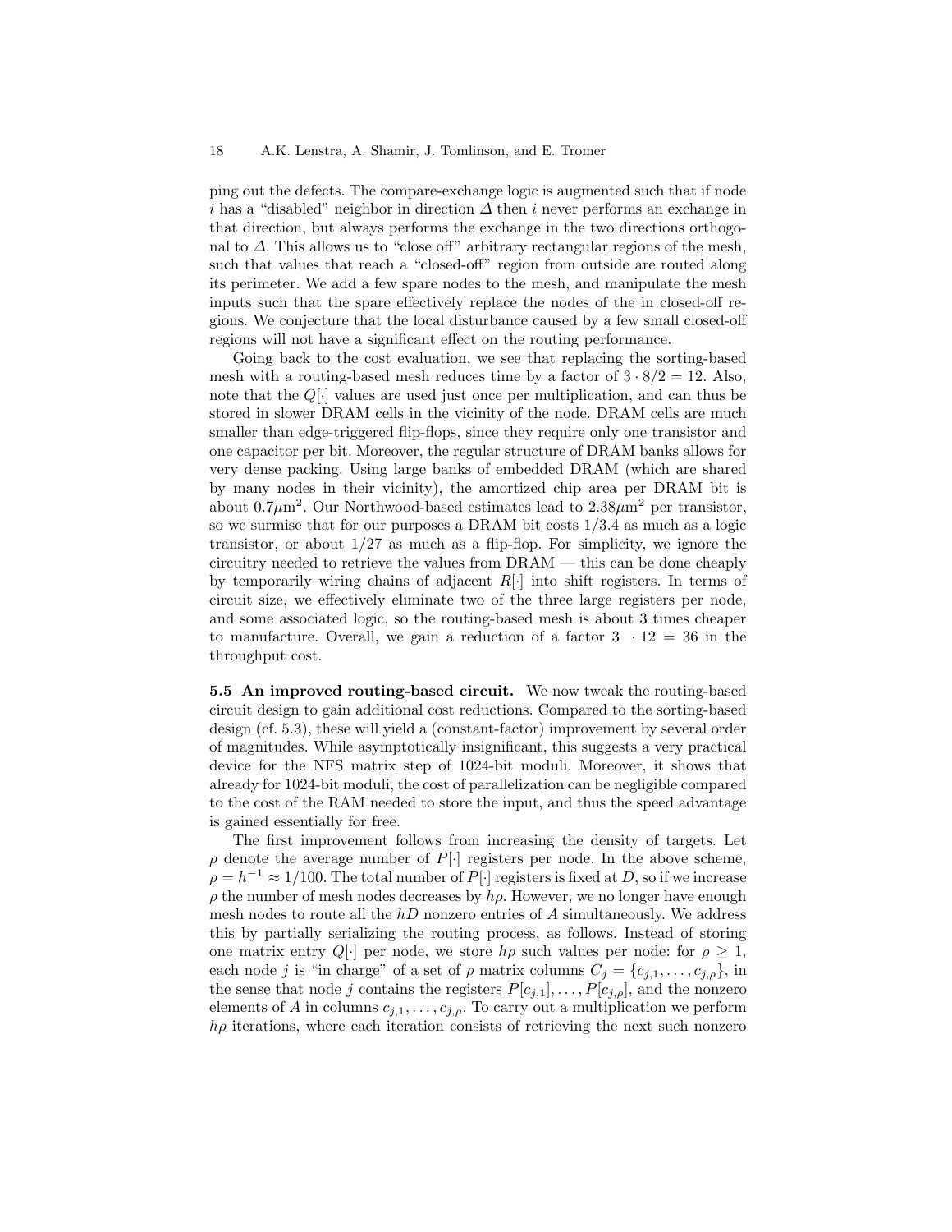ping out the defects. The compare-exchange logic is augmented such that if node $i$ has a "disabled" neighbor in direction $\Delta$ then $i$ never performs an exchange in that direction, but always performs the exchange in the two directions orthogonal to $\Delta$. This allows us to "close off" arbitrary rectangular regions of the mesh, such that values that reach a "closed-off" region from outside are routed along its perimeter. We add a few spare nodes to the mesh, and manipulate the mesh inputs such that the spare effectively replace the nodes of the in closed-off regions. We conjecture that the local disturbance caused by a few small closed-off regions will not have a significant effect on the routing performance.

Going back to the cost evaluation, we see that replacing the sorting-based mesh with a routing-based mesh reduces time by a factor of $3 \cdot 8/2 = 12$. Also, note that the $Q[\cdot]$ values are used just once per multiplication, and can thus be stored in slower DRAM cells in the vicinity of the node. DRAM cells are much smaller than edge-triggered flip-flops, since they require only one transistor and one capacitor per bit. Moreover, the regular structure of DRAM banks allows for very dense packing. Using large banks of embedded DRAM (which are shared by many nodes in their vicinity), the amortized chip area per DRAM bit is about $0.7\mu\text{m}^2$. Our Northwood-based estimates lead to $2.38\mu\text{m}^2$ per transistor, so we surmise that for our purposes a DRAM bit costs $1/3.4$ as much as a logic transistor, or about $1/27$ as much as a flip-flop. For simplicity, we ignore the circuitry needed to retrieve the values from DRAM — this can be done cheaply by temporarily wiring chains of adjacent $R[\cdot]$ into shift registers. In terms of circuit size, we effectively eliminate two of the three large registers per node, and some associated logic, so the routing-based mesh is about 3 times cheaper to manufacture. Overall, we gain a reduction of a factor $3 \cdot 12 = 36$ in the throughput cost.

**5.5 An improved routing-based circuit.** We now tweak the routing-based circuit design to gain additional cost reductions. Compared to the sorting-based design (cf. 5.3), these will yield a (constant-factor) improvement by several order of magnitudes. While asymptotically insignificant, this suggests a very practical device for the NFS matrix step of 1024-bit moduli. Moreover, it shows that already for 1024-bit moduli, the cost of parallelization can be negligible compared to the cost of the RAM needed to store the input, and thus the speed advantage is gained essentially for free.

The first improvement follows from increasing the density of targets. Let $\rho$ denote the average number of $P[\cdot]$ registers per node. In the above scheme, $\rho = h^{-1} \approx 1/100$. The total number of $P[\cdot]$ registers is fixed at $D$, so if we increase $\rho$ the number of mesh nodes decreases by $h\rho$. However, we no longer have enough mesh nodes to route all the $hD$ nonzero entries of $A$ simultaneously. We address this by partially serializing the routing process, as follows. Instead of storing one matrix entry $Q[\cdot]$ per node, we store $h\rho$ such values per node: for $\rho \geq 1$, each node $j$ is "in charge" of a set of $\rho$ matrix columns $C_j = \{c_{j,1}, \ldots, c_{j,\rho}\}$, in the sense that node $j$ contains the registers $P[c_{j,1}], \ldots, P[c_{j,\rho}]$, and the nonzero elements of $A$ in columns $c_{j,1}, \ldots, c_{j,\rho}$. To carry out a multiplication we perform $h\rho$ iterations, where each iteration consists of retrieving the next such nonzero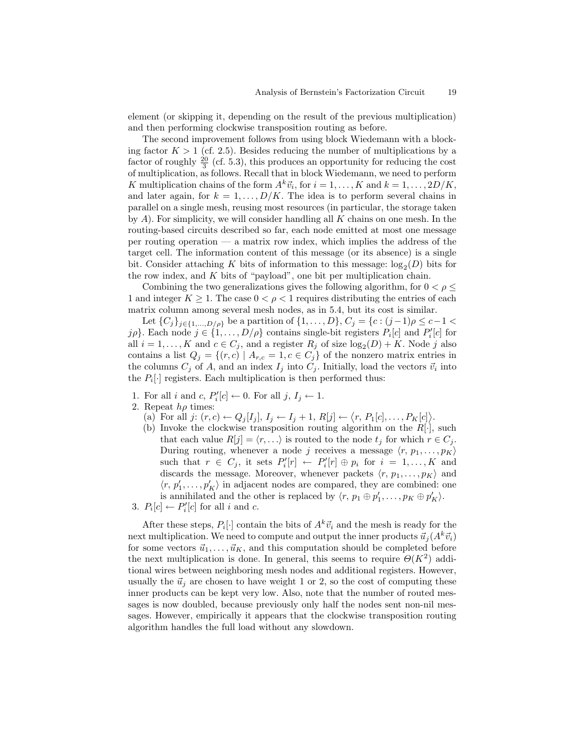element (or skipping it, depending on the result of the previous multiplication) and then performing clockwise transposition routing as before.

The second improvement follows from using block Wiedemann with a blocking factor $K > 1$ (cf. 2.5). Besides reducing the number of multiplications by a factor of roughly $\frac{20}{3}$ (cf. 5.3), this produces an opportunity for reducing the cost of multiplication, as follows. Recall that in block Wiedemann, we need to perform $K$ multiplication chains of the form $A^k \vec{v}_i$, for $i = 1, \ldots, K$ and $k = 1, \ldots, 2D/K$, and later again, for $k = 1, \ldots, D/K$. The idea is to perform several chains in parallel on a single mesh, reusing most resources (in particular, the storage taken by $A$). For simplicity, we will consider handling all $K$ chains on one mesh. In the routing-based circuits described so far, each node emitted at most one message per routing operation — a matrix row index, which implies the address of the target cell. The information content of this message (or its absence) is a single bit. Consider attaching $K$ bits of information to this message: $\log_2(D)$ bits for the row index, and $K$ bits of "payload", one bit per multiplication chain.

Combining the two generalizations gives the following algorithm, for $0 < \rho \leq 1$ and integer $K \geq 1$. The case $0 < \rho < 1$ requires distributing the entries of each matrix column among several mesh nodes, as in 5.4, but its cost is similar.

Let $\{C_j\}_{j \in \{1,\ldots,D/\rho\}}$ be a partition of $\{1, \ldots, D\}$, $C_j = \{c : (j-1)\rho \leq c-1 < j\rho\}$. Each node $j \in \{1, \ldots, D/\rho\}$ contains single-bit registers $P_i[c]$ and $P'_i[c]$ for all $i = 1, \ldots, K$ and $c \in C_j$, and a register $R_j$ of size $\log_2(D) + K$. Node $j$ also contains a list $Q_j = \{(r, c) \mid A_{r,c} = 1, c \in C_j\}$ of the nonzero matrix entries in the columns $C_j$ of $A$, and an index $I_j$ into $C_j$. Initially, load the vectors $\vec{v}_i$ into the $P_i[\cdot]$ registers. Each multiplication is then performed thus:

1. For all $i$ and $c$, $P'_i[c] \leftarrow 0$. For all $j$, $I_j \leftarrow 1$.
2. Repeat $h\rho$ times:
   (a) For all $j$: $(r, c) \leftarrow Q_j[I_j]$, $I_j \leftarrow I_j + 1$, $R[j] \leftarrow \langle r, P_1[c], \ldots, P_K[c] \rangle$.
   (b) Invoke the clockwise transposition routing algorithm on the $R[\cdot]$, such that each value $R[j] = \langle r, \ldots \rangle$ is routed to the node $t_j$ for which $r \in C_j$. During routing, whenever a node $j$ receives a message $\langle r, p_1, \ldots, p_K \rangle$ such that $r \in C_j$, it sets $P'_i[r] \leftarrow P'_i[r] \oplus p_i$ for $i = 1, \ldots, K$ and discards the message. Moreover, whenever packets $\langle r, p_1, \ldots, p_K \rangle$ and $\langle r, p'_1, \ldots, p'_K \rangle$ in adjacent nodes are compared, they are combined: one is annihilated and the other is replaced by $\langle r, p_1 \oplus p'_1, \ldots, p_K \oplus p'_K \rangle$.
3. $P_i[c] \leftarrow P'_i[c]$ for all $i$ and $c$.

After these steps, $P_i[\cdot]$ contain the bits of $A^k \vec{v}_i$ and the mesh is ready for the next multiplication. We need to compute and output the inner products $\vec{u}_j(A^k \vec{v}_i)$ for some vectors $\vec{u}_1, \ldots, \vec{u}_K$, and this computation should be completed before the next multiplication is done. In general, this seems to require $\Theta(K^2)$ additional wires between neighboring mesh nodes and additional registers. However, usually the $\vec{u}_j$ are chosen to have weight 1 or 2, so the cost of computing these inner products can be kept very low. Also, note that the number of routed messages is now doubled, because previously only half the nodes sent non-nil messages. However, empirically it appears that the clockwise transposition routing algorithm handles the full load without any slowdown.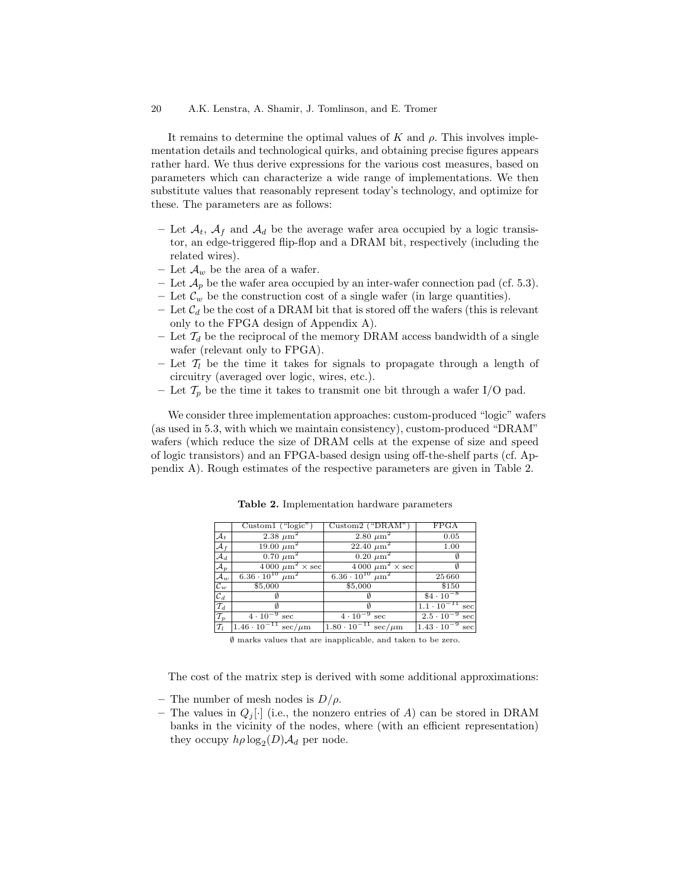It remains to determine the optimal values of $K$ and $\rho$. This involves implementation details and technological quirks, and obtaining precise figures appears rather hard. We thus derive expressions for the various cost measures, based on parameters which can characterize a wide range of implementations. We then substitute values that reasonably represent today's technology, and optimize for these. The parameters are as follows:

- Let $\mathcal{A}_t$, $\mathcal{A}_f$ and $\mathcal{A}_d$ be the average wafer area occupied by a logic transistor, an edge-triggered flip-flop and a DRAM bit, respectively (including the related wires).
- Let $\mathcal{A}_w$ be the area of a wafer.
- Let $\mathcal{A}_p$ be the wafer area occupied by an inter-wafer connection pad (cf. 5.3).
- Let $\mathcal{C}_w$ be the construction cost of a single wafer (in large quantities).
- Let $\mathcal{C}_d$ be the cost of a DRAM bit that is stored off the wafers (this is relevant only to the FPGA design of Appendix A).
- Let $\mathcal{T}_d$ be the reciprocal of the memory DRAM access bandwidth of a single wafer (relevant only to FPGA).
- Let $\mathcal{T}_l$ be the time it takes for signals to propagate through a length of circuitry (averaged over logic, wires, etc.).
- Let $\mathcal{T}_p$ be the time it takes to transmit one bit through a wafer I/O pad.

We consider three implementation approaches: custom-produced "logic" wafers (as used in 5.3, with which we maintain consistency), custom-produced "DRAM" wafers (which reduce the size of DRAM cells at the expense of size and speed of logic transistors) and an FPGA-based design using off-the-shelf parts (cf. Appendix A). Rough estimates of the respective parameters are given in Table 2.

**Table 2.** Implementation hardware parameters

| | Custom1 ("logic") | Custom2 ("DRAM") | FPGA |
|---|---|---|---|
| $\mathcal{A}_t$ | $2.38\ \mu\mathrm{m}^2$ | $2.80\ \mu\mathrm{m}^2$ | 0.05 |
| $\mathcal{A}_f$ | $19.00\ \mu\mathrm{m}^2$ | $22.40\ \mu\mathrm{m}^2$ | 1.00 |
| $\mathcal{A}_d$ | $0.70\ \mu\mathrm{m}^2$ | $0.20\ \mu\mathrm{m}^2$ | $\emptyset$ |
| $\mathcal{A}_p$ | $4\,000\ \mu\mathrm{m}^2 \times \mathrm{sec}$ | $4\,000\ \mu\mathrm{m}^2 \times \mathrm{sec}$ | $\emptyset$ |
| $\mathcal{A}_w$ | $6.36 \cdot 10^{10}\ \mu\mathrm{m}^2$ | $6.36 \cdot 10^{10}\ \mu\mathrm{m}^2$ | 25 660 |
| $\mathcal{C}_w$ | \$5,000 | \$5,000 | \$150 |
| $\mathcal{C}_d$ | $\emptyset$ | $\emptyset$ | $\$4 \cdot 10^{-8}$ |
| $\mathcal{T}_d$ | $\emptyset$ | $\emptyset$ | $1.1 \cdot 10^{-11}$ sec |
| $\mathcal{T}_p$ | $4 \cdot 10^{-9}$ sec | $4 \cdot 10^{-9}$ sec | $2.5 \cdot 10^{-9}$ sec |
| $\mathcal{T}_l$ | $1.46 \cdot 10^{-11}$ sec/$\mu$m | $1.80 \cdot 10^{-11}$ sec/$\mu$m | $1.43 \cdot 10^{-9}$ sec |

$\emptyset$ marks values that are inapplicable, and taken to be zero.

The cost of the matrix step is derived with some additional approximations:

- The number of mesh nodes is $D/\rho$.
- The values in $Q_j[\cdot]$ (i.e., the nonzero entries of $A$) can be stored in DRAM banks in the vicinity of the nodes, where (with an efficient representation) they occupy $h\rho \log_2(D)\mathcal{A}_d$ per node.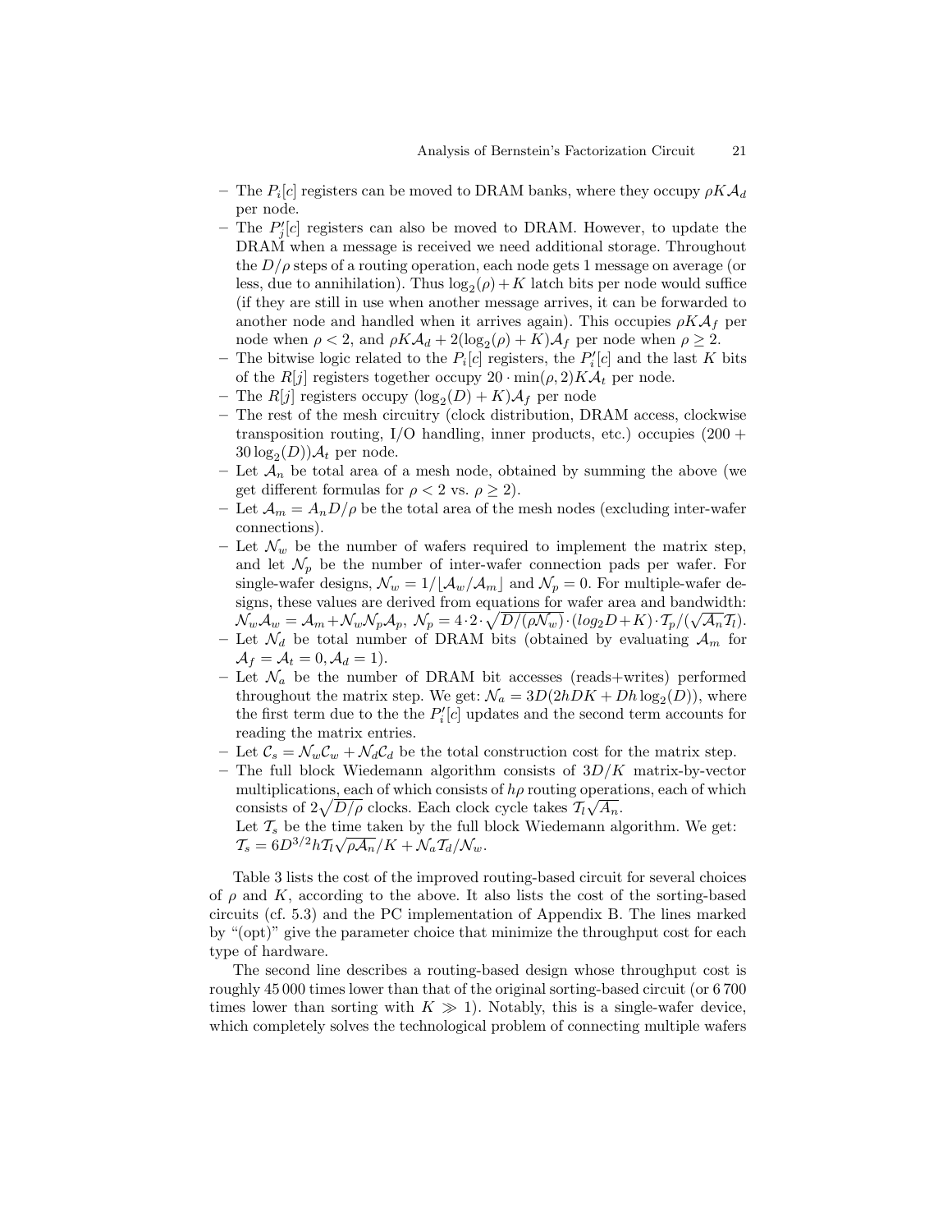- The $P_i[c]$ registers can be moved to DRAM banks, where they occupy $\rho K \mathcal{A}_d$ per node.
- The $P'_j[c]$ registers can also be moved to DRAM. However, to update the DRAM when a message is received we need additional storage. Throughout the $D/\rho$ steps of a routing operation, each node gets 1 message on average (or less, due to annihilation). Thus $\log_2(\rho)+K$ latch bits per node would suffice (if they are still in use when another message arrives, it can be forwarded to another node and handled when it arrives again). This occupies $\rho K \mathcal{A}_f$ per node when $\rho < 2$, and $\rho K \mathcal{A}_d + 2(\log_2(\rho)+K)\mathcal{A}_f$ per node when $\rho \geq 2$.
- The bitwise logic related to the $P_i[c]$ registers, the $P'_i[c]$ and the last $K$ bits of the $R[j]$ registers together occupy $20 \cdot \min(\rho, 2) K \mathcal{A}_t$ per node.
- The $R[j]$ registers occupy $(\log_2(D)+K)\mathcal{A}_f$ per node
- The rest of the mesh circuitry (clock distribution, DRAM access, clockwise transposition routing, I/O handling, inner products, etc.) occupies $(200 + 30\log_2(D))\mathcal{A}_t$ per node.
- Let $\mathcal{A}_n$ be total area of a mesh node, obtained by summing the above (we get different formulas for $\rho < 2$ vs. $\rho \geq 2$).
- Let $\mathcal{A}_m = A_n D/\rho$ be the total area of the mesh nodes (excluding inter-wafer connections).
- Let $\mathcal{N}_w$ be the number of wafers required to implement the matrix step, and let $\mathcal{N}_p$ be the number of inter-wafer connection pads per wafer. For single-wafer designs, $\mathcal{N}_w = 1/\lfloor \mathcal{A}_w/\mathcal{A}_m \rfloor$ and $\mathcal{N}_p = 0$. For multiple-wafer designs, these values are derived from equations for wafer area and bandwidth: $\mathcal{N}_w \mathcal{A}_w = \mathcal{A}_m + \mathcal{N}_w \mathcal{N}_p \mathcal{A}_p$, $\mathcal{N}_p = 4 \cdot 2 \cdot \sqrt{D/(\rho \mathcal{N}_w)} \cdot (log_2 D + K) \cdot \mathcal{T}_p/(\sqrt{\mathcal{A}_n}\mathcal{T}_l)$.
- Let $\mathcal{N}_d$ be total number of DRAM bits (obtained by evaluating $\mathcal{A}_m$ for $\mathcal{A}_f = \mathcal{A}_t = 0, \mathcal{A}_d = 1$).
- Let $\mathcal{N}_a$ be the number of DRAM bit accesses (reads+writes) performed throughout the matrix step. We get: $\mathcal{N}_a = 3D(2hDK + Dh\log_2(D))$, where the first term due to the the $P'_i[c]$ updates and the second term accounts for reading the matrix entries.
- Let $\mathcal{C}_s = \mathcal{N}_w \mathcal{C}_w + \mathcal{N}_d \mathcal{C}_d$ be the total construction cost for the matrix step.
- The full block Wiedemann algorithm consists of $3D/K$ matrix-by-vector multiplications, each of which consists of $h\rho$ routing operations, each of which consists of $2\sqrt{D/\rho}$ clocks. Each clock cycle takes $\mathcal{T}_l\sqrt{A_n}$.

  Let $\mathcal{T}_s$ be the time taken by the full block Wiedemann algorithm. We get: $\mathcal{T}_s = 6D^{3/2}h\mathcal{T}_l\sqrt{\rho \mathcal{A}_n}/K + \mathcal{N}_a \mathcal{T}_d/\mathcal{N}_w$.

Table 3 lists the cost of the improved routing-based circuit for several choices of $\rho$ and $K$, according to the above. It also lists the cost of the sorting-based circuits (cf. 5.3) and the PC implementation of Appendix B. The lines marked by "(opt)" give the parameter choice that minimize the throughput cost for each type of hardware.

The second line describes a routing-based design whose throughput cost is roughly 45 000 times lower than that of the original sorting-based circuit (or 6 700 times lower than sorting with $K \gg 1$). Notably, this is a single-wafer device, which completely solves the technological problem of connecting multiple wafers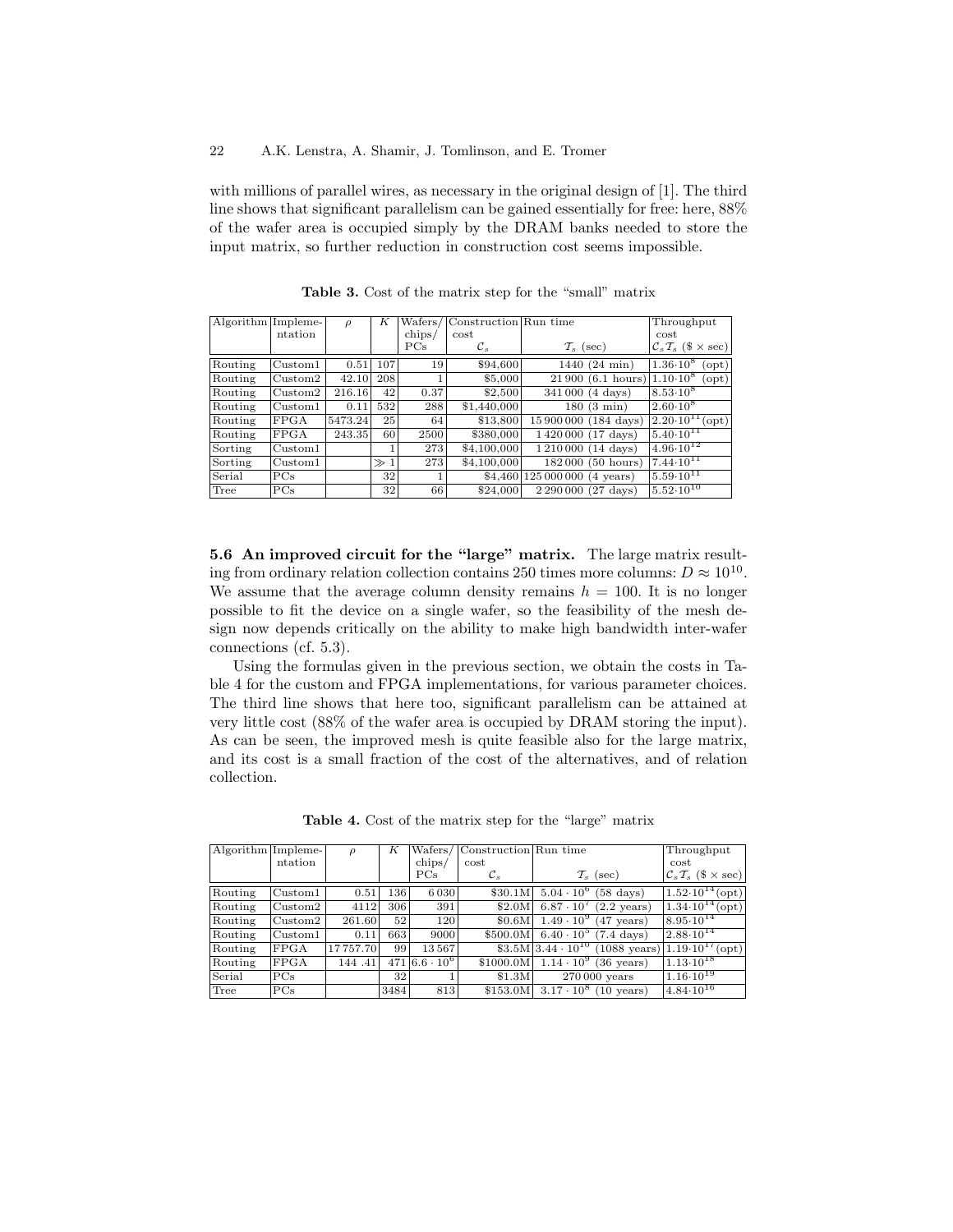with millions of parallel wires, as necessary in the original design of [1]. The third line shows that significant parallelism can be gained essentially for free: here, 88% of the wafer area is occupied simply by the DRAM banks needed to store the input matrix, so further reduction in construction cost seems impossible.

**Table 3.** Cost of the matrix step for the "small" matrix

| Algorithm | Implementation | $\rho$ | $K$ | Wafers/ chips/ PCs | Construction cost $\mathcal{C}_s$ | Run time $\mathcal{T}_s$ (sec) | Throughput cost $\mathcal{C}_s\mathcal{T}_s$ (\$ × sec) |
|---|---|---|---|---|---|---|---|
| Routing | Custom1 | 0.51 | 107 | 19 | \$94,600 | 1440 (24 min) | $1.36{\cdot}10^{8}$ (opt) |
| Routing | Custom2 | 42.10 | 208 | 1 | \$5,000 | 21 900 (6.1 hours) | $1.10{\cdot}10^{8}$ (opt) |
| Routing | Custom2 | 216.16 | 42 | 0.37 | \$2,500 | 341 000 (4 days) | $8.53{\cdot}10^{8}$ |
| Routing | Custom1 | 0.11 | 532 | 288 | \$1,440,000 | 180 (3 min) | $2.60{\cdot}10^{8}$ |
| Routing | FPGA | 5473.24 | 25 | 64 | \$13,800 | 15 900 000 (184 days) | $2.20{\cdot}10^{11}$ (opt) |
| Routing | FPGA | 243.35 | 60 | 2500 | \$380,000 | 1 420 000 (17 days) | $5.40{\cdot}10^{11}$ |
| Sorting | Custom1 | | 1 | 273 | \$4,100,000 | 1 210 000 (14 days) | $4.96{\cdot}10^{12}$ |
| Sorting | Custom1 | | $\gg 1$ | 273 | \$4,100,000 | 182 000 (50 hours) | $7.44{\cdot}10^{11}$ |
| Serial | PCs | | 32 | 1 | \$4,460 | 125 000 000 (4 years) | $5.59{\cdot}10^{11}$ |
| Tree | PCs | | 32 | 66 | \$24,000 | 2 290 000 (27 days) | $5.52{\cdot}10^{10}$ |

**5.6 An improved circuit for the "large" matrix.** The large matrix resulting from ordinary relation collection contains 250 times more columns: $D \approx 10^{10}$. We assume that the average column density remains $h = 100$. It is no longer possible to fit the device on a single wafer, so the feasibility of the mesh design now depends critically on the ability to make high bandwidth inter-wafer connections (cf. 5.3).

Using the formulas given in the previous section, we obtain the costs in Table 4 for the custom and FPGA implementations, for various parameter choices. The third line shows that here too, significant parallelism can be attained at very little cost (88% of the wafer area is occupied by DRAM storing the input). As can be seen, the improved mesh is quite feasible also for the large matrix, and its cost is a small fraction of the cost of the alternatives, and of relation collection.

**Table 4.** Cost of the matrix step for the "large" matrix

| Algorithm | Implementation | $\rho$ | $K$ | Wafers/ chips/ PCs | Construction cost $\mathcal{C}_s$ | Run time $\mathcal{T}_s$ (sec) | Throughput cost $\mathcal{C}_s\mathcal{T}_s$ (\$ × sec) |
|---|---|---|---|---|---|---|---|
| Routing | Custom1 | 0.51 | 136 | 6030 | \$30.1M | $5.04 \cdot 10^{6}$ (58 days) | $1.52{\cdot}10^{14}$(opt) |
| Routing | Custom2 | 4112 | 306 | 391 | \$2.0M | $6.87 \cdot 10^{7}$ (2.2 years) | $1.34{\cdot}10^{14}$(opt) |
| Routing | Custom2 | 261.60 | 52 | 120 | \$0.6M | $1.49 \cdot 10^{9}$ (47 years) | $8.95{\cdot}10^{14}$ |
| Routing | Custom1 | 0.11 | 663 | 9000 | \$500.0M | $6.40 \cdot 10^{5}$ (7.4 days) | $2.88{\cdot}10^{14}$ |
| Routing | FPGA | 17 757.70 | 99 | 13 567 | \$3.5M | $3.44 \cdot 10^{10}$ (1088 years) | $1.19{\cdot}10^{17}$(opt) |
| Routing | FPGA | 144 .41 | 471 | $6.6 \cdot 10^{6}$ | \$1000.0M | $1.14 \cdot 10^{9}$ (36 years) | $1.13{\cdot}10^{18}$ |
| Serial | PCs | | 32 | 1 | \$1.3M | 270 000 years | $1.16{\cdot}10^{19}$ |
| Tree | PCs | | 3484 | 813 | \$153.0M | $3.17 \cdot 10^{8}$ (10 years) | $4.84{\cdot}10^{16}$ |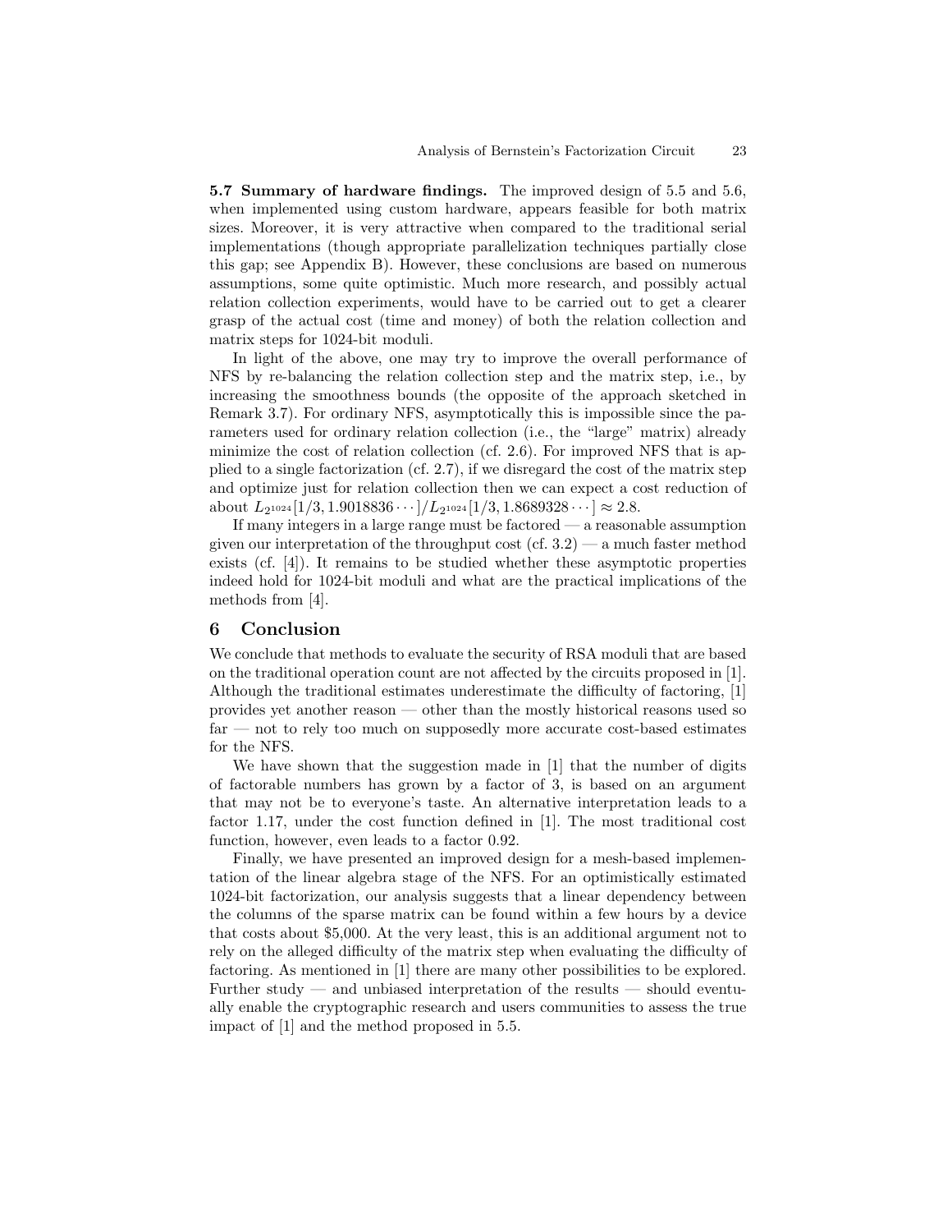**5.7 Summary of hardware findings.** The improved design of 5.5 and 5.6, when implemented using custom hardware, appears feasible for both matrix sizes. Moreover, it is very attractive when compared to the traditional serial implementations (though appropriate parallelization techniques partially close this gap; see Appendix B). However, these conclusions are based on numerous assumptions, some quite optimistic. Much more research, and possibly actual relation collection experiments, would have to be carried out to get a clearer grasp of the actual cost (time and money) of both the relation collection and matrix steps for 1024-bit moduli.

In light of the above, one may try to improve the overall performance of NFS by re-balancing the relation collection step and the matrix step, i.e., by increasing the smoothness bounds (the opposite of the approach sketched in Remark 3.7). For ordinary NFS, asymptotically this is impossible since the parameters used for ordinary relation collection (i.e., the "large" matrix) already minimize the cost of relation collection (cf. 2.6). For improved NFS that is applied to a single factorization (cf. 2.7), if we disregard the cost of the matrix step and optimize just for relation collection then we can expect a cost reduction of about $L_{2^{1024}}[1/3, 1.9018836\cdots]/L_{2^{1024}}[1/3, 1.8689328\cdots] \approx 2.8$.

If many integers in a large range must be factored — a reasonable assumption given our interpretation of the throughput cost (cf. 3.2) — a much faster method exists (cf. [4]). It remains to be studied whether these asymptotic properties indeed hold for 1024-bit moduli and what are the practical implications of the methods from [4].

## 6 Conclusion

We conclude that methods to evaluate the security of RSA moduli that are based on the traditional operation count are not affected by the circuits proposed in [1]. Although the traditional estimates underestimate the difficulty of factoring, [1] provides yet another reason — other than the mostly historical reasons used so far — not to rely too much on supposedly more accurate cost-based estimates for the NFS.

We have shown that the suggestion made in [1] that the number of digits of factorable numbers has grown by a factor of 3, is based on an argument that may not be to everyone's taste. An alternative interpretation leads to a factor 1.17, under the cost function defined in [1]. The most traditional cost function, however, even leads to a factor 0.92.

Finally, we have presented an improved design for a mesh-based implementation of the linear algebra stage of the NFS. For an optimistically estimated 1024-bit factorization, our analysis suggests that a linear dependency between the columns of the sparse matrix can be found within a few hours by a device that costs about \$5,000. At the very least, this is an additional argument not to rely on the alleged difficulty of the matrix step when evaluating the difficulty of factoring. As mentioned in [1] there are many other possibilities to be explored. Further study — and unbiased interpretation of the results — should eventually enable the cryptographic research and users communities to assess the true impact of [1] and the method proposed in 5.5.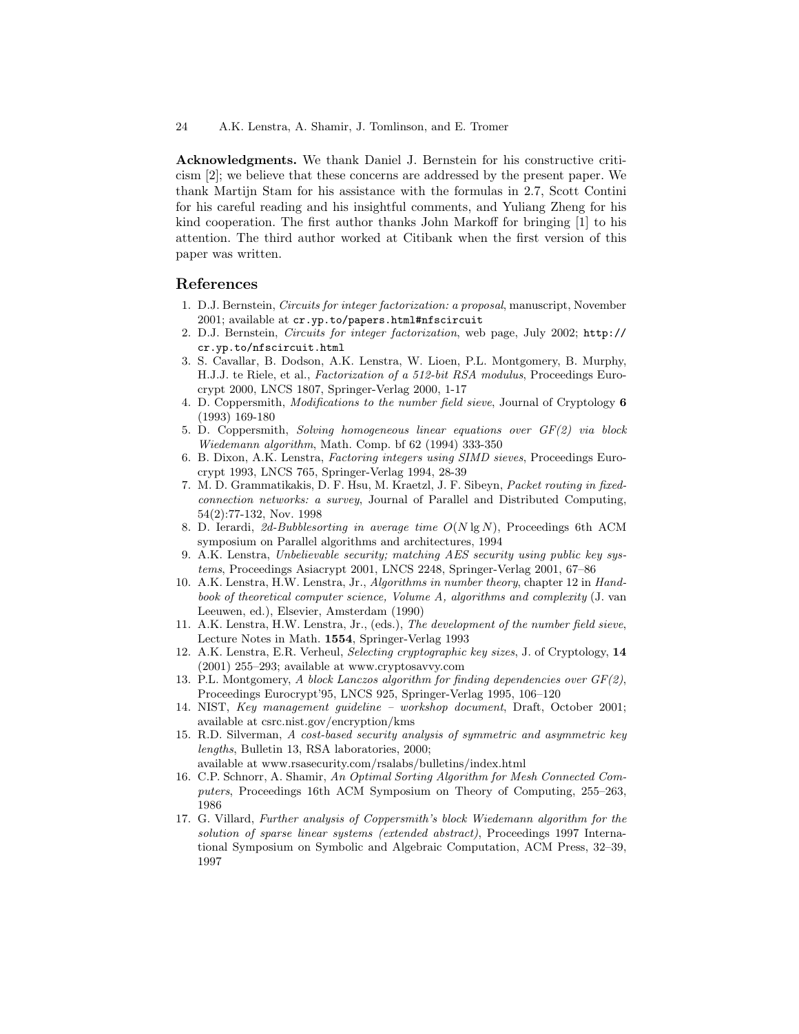**Acknowledgments.** We thank Daniel J. Bernstein for his constructive criticism [2]; we believe that these concerns are addressed by the present paper. We thank Martijn Stam for his assistance with the formulas in 2.7, Scott Contini for his careful reading and his insightful comments, and Yuliang Zheng for his kind cooperation. The first author thanks John Markoff for bringing [1] to his attention. The third author worked at Citibank when the first version of this paper was written.

## References

1. D.J. Bernstein, *Circuits for integer factorization: a proposal*, manuscript, November 2001; available at `cr.yp.to/papers.html#nfscircuit`
2. D.J. Bernstein, *Circuits for integer factorization*, web page, July 2002; `http://cr.yp.to/nfscircuit.html`
3. S. Cavallar, B. Dodson, A.K. Lenstra, W. Lioen, P.L. Montgomery, B. Murphy, H.J.J. te Riele, et al., *Factorization of a 512-bit RSA modulus*, Proceedings Eurocrypt 2000, LNCS 1807, Springer-Verlag 2000, 1-17
4. D. Coppersmith, *Modifications to the number field sieve*, Journal of Cryptology **6** (1993) 169-180
5. D. Coppersmith, *Solving homogeneous linear equations over GF(2) via block Wiedemann algorithm*, Math. Comp. bf 62 (1994) 333-350
6. B. Dixon, A.K. Lenstra, *Factoring integers using SIMD sieves*, Proceedings Eurocrypt 1993, LNCS 765, Springer-Verlag 1994, 28-39
7. M. D. Grammatikakis, D. F. Hsu, M. Kraetzl, J. F. Sibeyn, *Packet routing in fixed-connection networks: a survey*, Journal of Parallel and Distributed Computing, 54(2):77-132, Nov. 1998
8. D. Ierardi, *2d-Bubblesorting in average time $O(N \lg N)$*, Proceedings 6th ACM symposium on Parallel algorithms and architectures, 1994
9. A.K. Lenstra, *Unbelievable security; matching AES security using public key systems*, Proceedings Asiacrypt 2001, LNCS 2248, Springer-Verlag 2001, 67–86
10. A.K. Lenstra, H.W. Lenstra, Jr., *Algorithms in number theory*, chapter 12 in *Handbook of theoretical computer science, Volume A, algorithms and complexity* (J. van Leeuwen, ed.), Elsevier, Amsterdam (1990)
11. A.K. Lenstra, H.W. Lenstra, Jr., (eds.), *The development of the number field sieve*, Lecture Notes in Math. **1554**, Springer-Verlag 1993
12. A.K. Lenstra, E.R. Verheul, *Selecting cryptographic key sizes*, J. of Cryptology, **14** (2001) 255–293; available at www.cryptosavvy.com
13. P.L. Montgomery, *A block Lanczos algorithm for finding dependencies over GF(2)*, Proceedings Eurocrypt'95, LNCS 925, Springer-Verlag 1995, 106–120
14. NIST, *Key management guideline – workshop document*, Draft, October 2001; available at csrc.nist.gov/encryption/kms
15. R.D. Silverman, *A cost-based security analysis of symmetric and asymmetric key lengths*, Bulletin 13, RSA laboratories, 2000; available at www.rsasecurity.com/rsalabs/bulletins/index.html
16. C.P. Schnorr, A. Shamir, *An Optimal Sorting Algorithm for Mesh Connected Computers*, Proceedings 16th ACM Symposium on Theory of Computing, 255–263, 1986
17. G. Villard, *Further analysis of Coppersmith's block Wiedemann algorithm for the solution of sparse linear systems (extended abstract)*, Proceedings 1997 International Symposium on Symbolic and Algebraic Computation, ACM Press, 32–39, 1997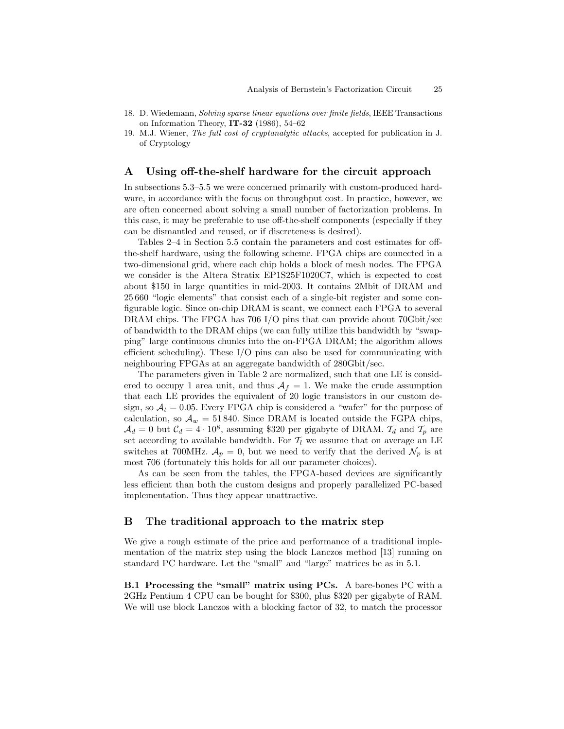18. D. Wiedemann, *Solving sparse linear equations over finite fields*, IEEE Transactions on Information Theory, **IT-32** (1986), 54–62
19. M.J. Wiener, *The full cost of cryptanalytic attacks*, accepted for publication in J. of Cryptology

## A Using off-the-shelf hardware for the circuit approach

In subsections 5.3–5.5 we were concerned primarily with custom-produced hardware, in accordance with the focus on throughput cost. In practice, however, we are often concerned about solving a small number of factorization problems. In this case, it may be preferable to use off-the-shelf components (especially if they can be dismantled and reused, or if discreteness is desired).

Tables 2–4 in Section 5.5 contain the parameters and cost estimates for off-the-shelf hardware, using the following scheme. FPGA chips are connected in a two-dimensional grid, where each chip holds a block of mesh nodes. The FPGA we consider is the Altera Stratix EP1S25F1020C7, which is expected to cost about \$150 in large quantities in mid-2003. It contains 2Mbit of DRAM and 25 660 "logic elements" that consist each of a single-bit register and some configurable logic. Since on-chip DRAM is scant, we connect each FPGA to several DRAM chips. The FPGA has 706 I/O pins that can provide about 70Gbit/sec of bandwidth to the DRAM chips (we can fully utilize this bandwidth by "swapping" large continuous chunks into the on-FPGA DRAM; the algorithm allows efficient scheduling). These I/O pins can also be used for communicating with neighbouring FPGAs at an aggregate bandwidth of 280Gbit/sec.

The parameters given in Table 2 are normalized, such that one LE is considered to occupy 1 area unit, and thus $\mathcal{A}_f = 1$. We make the crude assumption that each LE provides the equivalent of 20 logic transistors in our custom design, so $\mathcal{A}_t = 0.05$. Every FPGA chip is considered a "wafer" for the purpose of calculation, so $\mathcal{A}_w = 51\,840$. Since DRAM is located outside the FGPA chips, $\mathcal{A}_d = 0$ but $\mathcal{C}_d = 4 \cdot 10^8$, assuming \$320 per gigabyte of DRAM. $\mathcal{T}_d$ and $\mathcal{T}_p$ are set according to available bandwidth. For $\mathcal{T}_l$ we assume that on average an LE switches at 700MHz. $\mathcal{A}_p = 0$, but we need to verify that the derived $\mathcal{N}_p$ is at most 706 (fortunately this holds for all our parameter choices).

As can be seen from the tables, the FPGA-based devices are significantly less efficient than both the custom designs and properly parallelized PC-based implementation. Thus they appear unattractive.

## B The traditional approach to the matrix step

We give a rough estimate of the price and performance of a traditional implementation of the matrix step using the block Lanczos method [13] running on standard PC hardware. Let the "small" and "large" matrices be as in 5.1.

**B.1 Processing the "small" matrix using PCs.** A bare-bones PC with a 2GHz Pentium 4 CPU can be bought for \$300, plus \$320 per gigabyte of RAM. We will use block Lanczos with a blocking factor of 32, to match the processor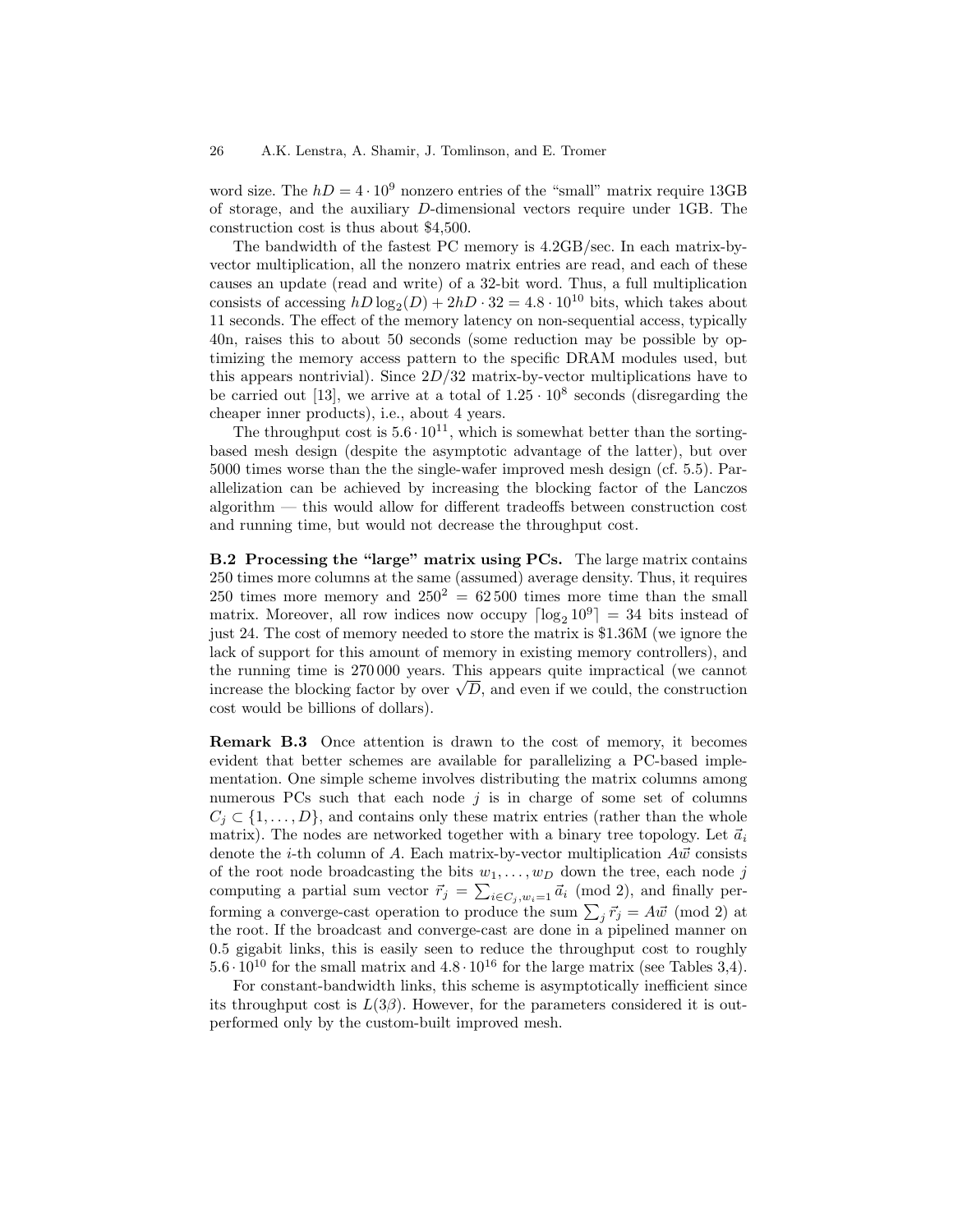word size. The $hD = 4 \cdot 10^9$ nonzero entries of the "small" matrix require 13GB of storage, and the auxiliary $D$-dimensional vectors require under 1GB. The construction cost is thus about \$4,500.

The bandwidth of the fastest PC memory is 4.2GB/sec. In each matrix-by-vector multiplication, all the nonzero matrix entries are read, and each of these causes an update (read and write) of a 32-bit word. Thus, a full multiplication consists of accessing $hD\log_2(D) + 2hD \cdot 32 = 4.8 \cdot 10^{10}$ bits, which takes about 11 seconds. The effect of the memory latency on non-sequential access, typically 40n, raises this to about 50 seconds (some reduction may be possible by optimizing the memory access pattern to the specific DRAM modules used, but this appears nontrivial). Since $2D/32$ matrix-by-vector multiplications have to be carried out [13], we arrive at a total of $1.25 \cdot 10^8$ seconds (disregarding the cheaper inner products), i.e., about 4 years.

The throughput cost is $5.6 \cdot 10^{11}$, which is somewhat better than the sorting-based mesh design (despite the asymptotic advantage of the latter), but over 5000 times worse than the the single-wafer improved mesh design (cf. 5.5). Parallelization can be achieved by increasing the blocking factor of the Lanczos algorithm — this would allow for different tradeoffs between construction cost and running time, but would not decrease the throughput cost.

**B.2 Processing the "large" matrix using PCs.** The large matrix contains 250 times more columns at the same (assumed) average density. Thus, it requires 250 times more memory and $250^2 = 62\,500$ times more time than the small matrix. Moreover, all row indices now occupy $\lceil \log_2 10^9 \rceil = 34$ bits instead of just 24. The cost of memory needed to store the matrix is \$1.36M (we ignore the lack of support for this amount of memory in existing memory controllers), and the running time is 270 000 years. This appears quite impractical (we cannot increase the blocking factor by over $\sqrt{D}$, and even if we could, the construction cost would be billions of dollars).

**Remark B.3** Once attention is drawn to the cost of memory, it becomes evident that better schemes are available for parallelizing a PC-based implementation. One simple scheme involves distributing the matrix columns among numerous PCs such that each node $j$ is in charge of some set of columns $C_j \subset \{1, \ldots, D\}$, and contains only these matrix entries (rather than the whole matrix). The nodes are networked together with a binary tree topology. Let $\vec{a}_i$ denote the $i$-th column of $A$. Each matrix-by-vector multiplication $A\vec{w}$ consists of the root node broadcasting the bits $w_1, \ldots, w_D$ down the tree, each node $j$ computing a partial sum vector $\vec{r}_j = \sum_{i \in C_j, w_i = 1} \vec{a}_i \pmod 2$, and finally performing a converge-cast operation to produce the sum $\sum_j \vec{r}_j = A\vec{w} \pmod 2$ at the root. If the broadcast and converge-cast are done in a pipelined manner on 0.5 gigabit links, this is easily seen to reduce the throughput cost to roughly $5.6 \cdot 10^{10}$ for the small matrix and $4.8 \cdot 10^{16}$ for the large matrix (see Tables 3,4).

For constant-bandwidth links, this scheme is asymptotically inefficient since its throughput cost is $L(3\beta)$. However, for the parameters considered it is outperformed only by the custom-built improved mesh.